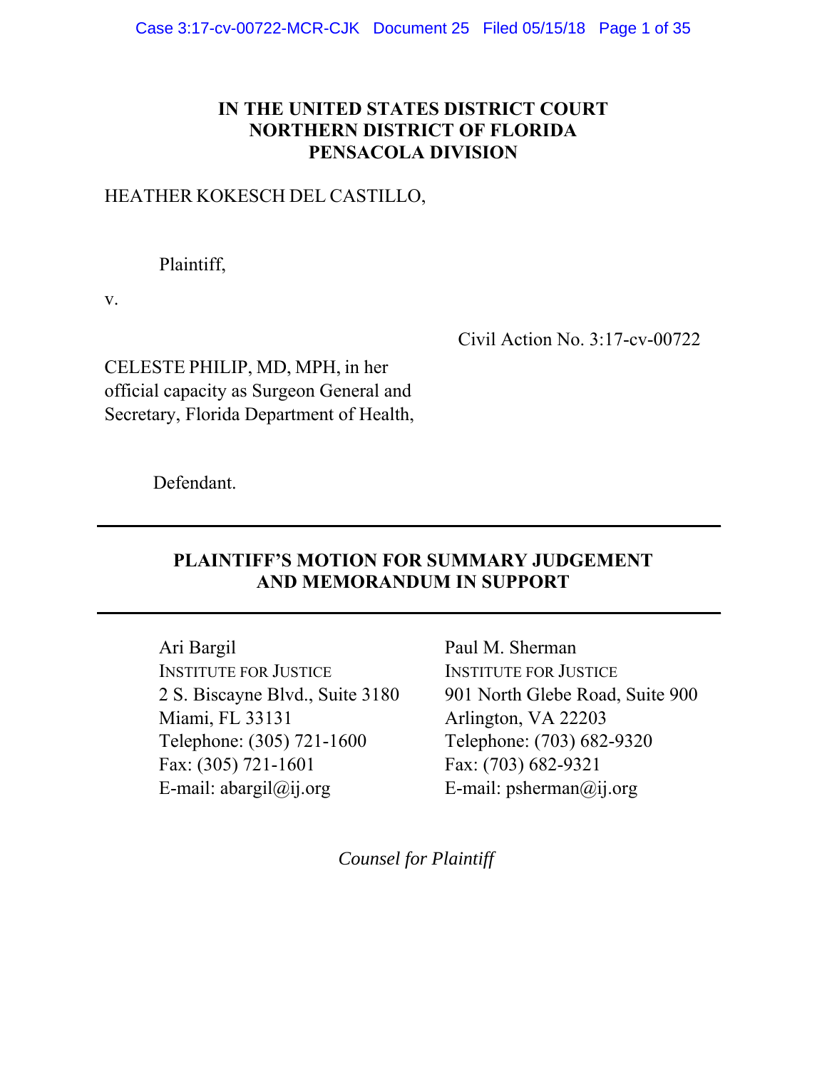**IN THE UNITED STATES DISTRICT COURT**
**NORTHERN DISTRICT OF FLORIDA**
**PENSACOLA DIVISION**

HEATHER KOKESCH DEL CASTILLO,

Plaintiff,

v.

Civil Action No. 3:17-cv-00722

CELESTE PHILIP, MD, MPH, in her official capacity as Surgeon General and Secretary, Florida Department of Health,

Defendant.

---

**PLAINTIFF'S MOTION FOR SUMMARY JUDGEMENT AND MEMORANDUM IN SUPPORT**

---

Ari Bargil
INSTITUTE FOR JUSTICE
2 S. Biscayne Blvd., Suite 3180
Miami, FL 33131
Telephone: (305) 721-1600
Fax: (305) 721-1601
E-mail: abargil@ij.org

Paul M. Sherman
INSTITUTE FOR JUSTICE
901 North Glebe Road, Suite 900
Arlington, VA 22203
Telephone: (703) 682-9320
Fax: (703) 682-9321
E-mail: psherman@ij.org

*Counsel for Plaintiff*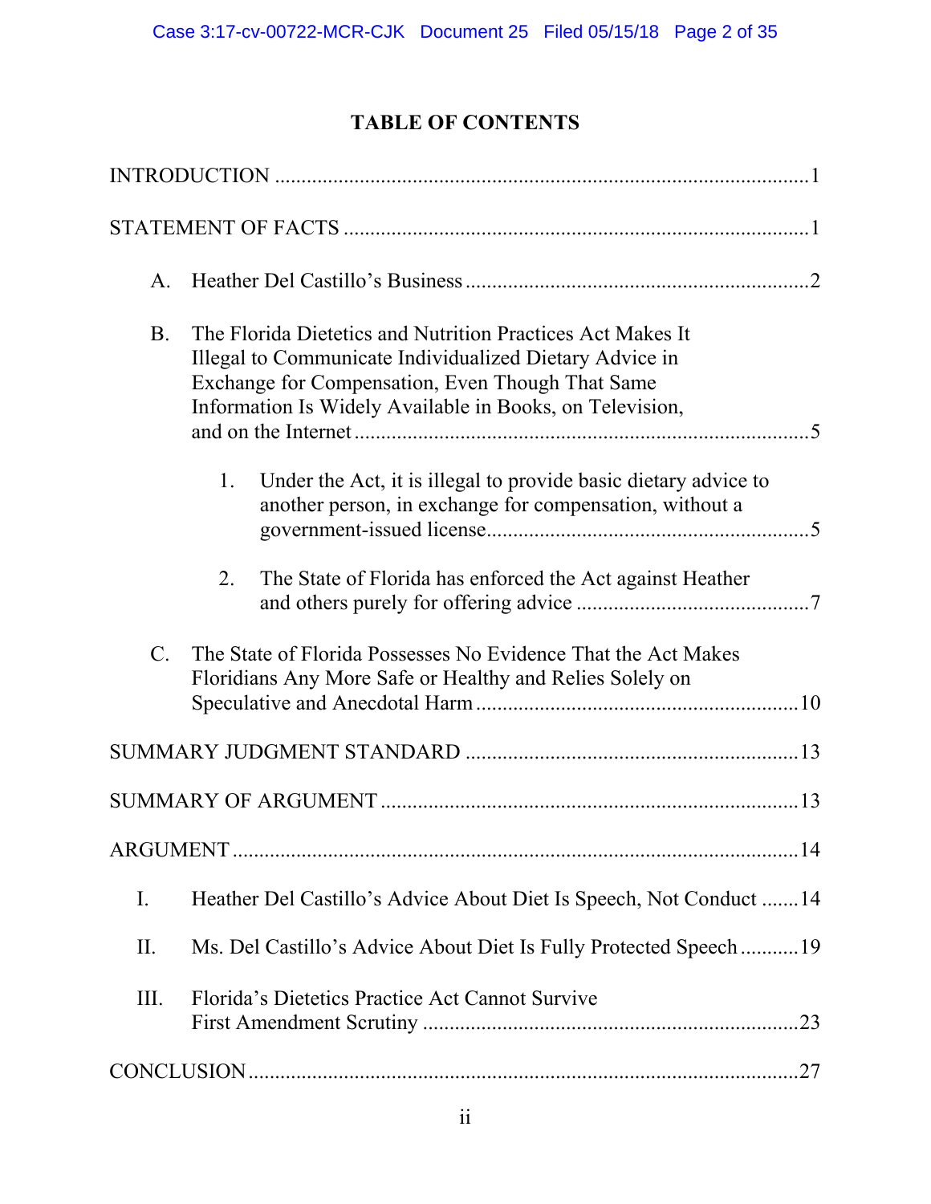# TABLE OF CONTENTS

INTRODUCTION .......................................................................................................1

STATEMENT OF FACTS .........................................................................................1

A. Heather Del Castillo's Business ...............................................................2

B. The Florida Dietetics and Nutrition Practices Act Makes It Illegal to Communicate Individualized Dietary Advice in Exchange for Compensation, Even Though That Same Information Is Widely Available in Books, on Television, and on the Internet ....................................................................................5

1. Under the Act, it is illegal to provide basic dietary advice to another person, in exchange for compensation, without a government-issued license.............................................................5

2. The State of Florida has enforced the Act against Heather and others purely for offering advice ............................................7

C. The State of Florida Possesses No Evidence That the Act Makes Floridians Any More Safe or Healthy and Relies Solely on Speculative and Anecdotal Harm ............................................................10

SUMMARY JUDGMENT STANDARD ...............................................................13

SUMMARY OF ARGUMENT ...............................................................................13

ARGUMENT ...........................................................................................................14

I. Heather Del Castillo's Advice About Diet Is Speech, Not Conduct .......14

II. Ms. Del Castillo's Advice About Diet Is Fully Protected Speech ...........19

III. Florida's Dietetics Practice Act Cannot Survive First Amendment Scrutiny ......................................................................23

CONCLUSION .......................................................................................................27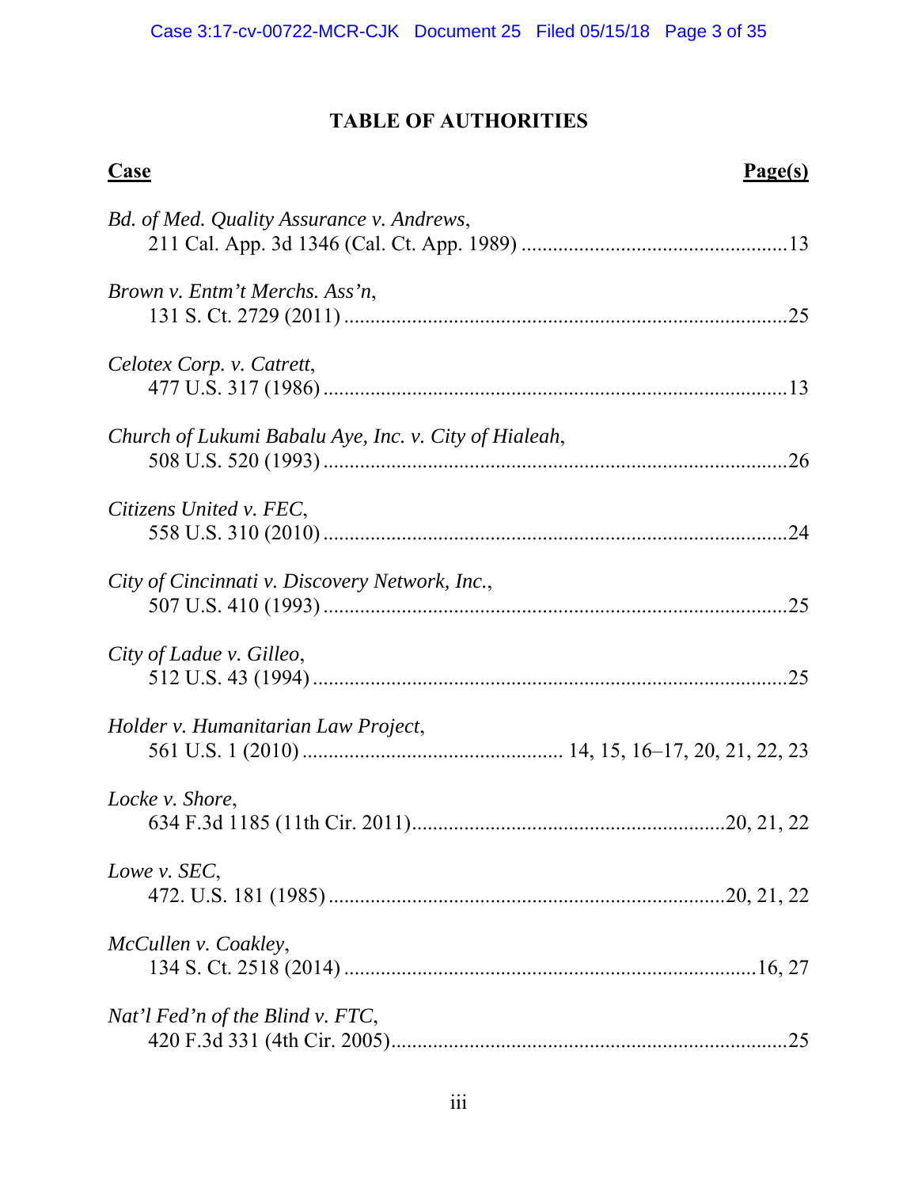## TABLE OF AUTHORITIES

**Case** | **Page(s)**

*Bd. of Med. Quality Assurance v. Andrews*,
211 Cal. App. 3d 1346 (Cal. Ct. App. 1989) ....................................................13

*Brown v. Entm't Merchs. Ass'n*,
131 S. Ct. 2729 (2011) ......................................................................................25

*Celotex Corp. v. Catrett*,
477 U.S. 317 (1986) ..........................................................................................13

*Church of Lukumi Babalu Aye, Inc. v. City of Hialeah*,
508 U.S. 520 (1993) ..........................................................................................26

*Citizens United v. FEC*,
558 U.S. 310 (2010) ..........................................................................................24

*City of Cincinnati v. Discovery Network, Inc.*,
507 U.S. 410 (1993) ..........................................................................................25

*City of Ladue v. Gilleo*,
512 U.S. 43 (1994) ............................................................................................25

*Holder v. Humanitarian Law Project*,
561 U.S. 1 (2010) .................................................. 14, 15, 16–17, 20, 21, 22, 23

*Locke v. Shore*,
634 F.3d 1185 (11th Cir. 2011)...........................................................20, 21, 22

*Lowe v. SEC*,
472. U.S. 181 (1985) ..........................................................................20, 21, 22

*McCullen v. Coakley*,
134 S. Ct. 2518 (2014) ..................................................................................16, 27

*Nat'l Fed'n of the Blind v. FTC*,
420 F.3d 331 (4th Cir. 2005)...............................................................................25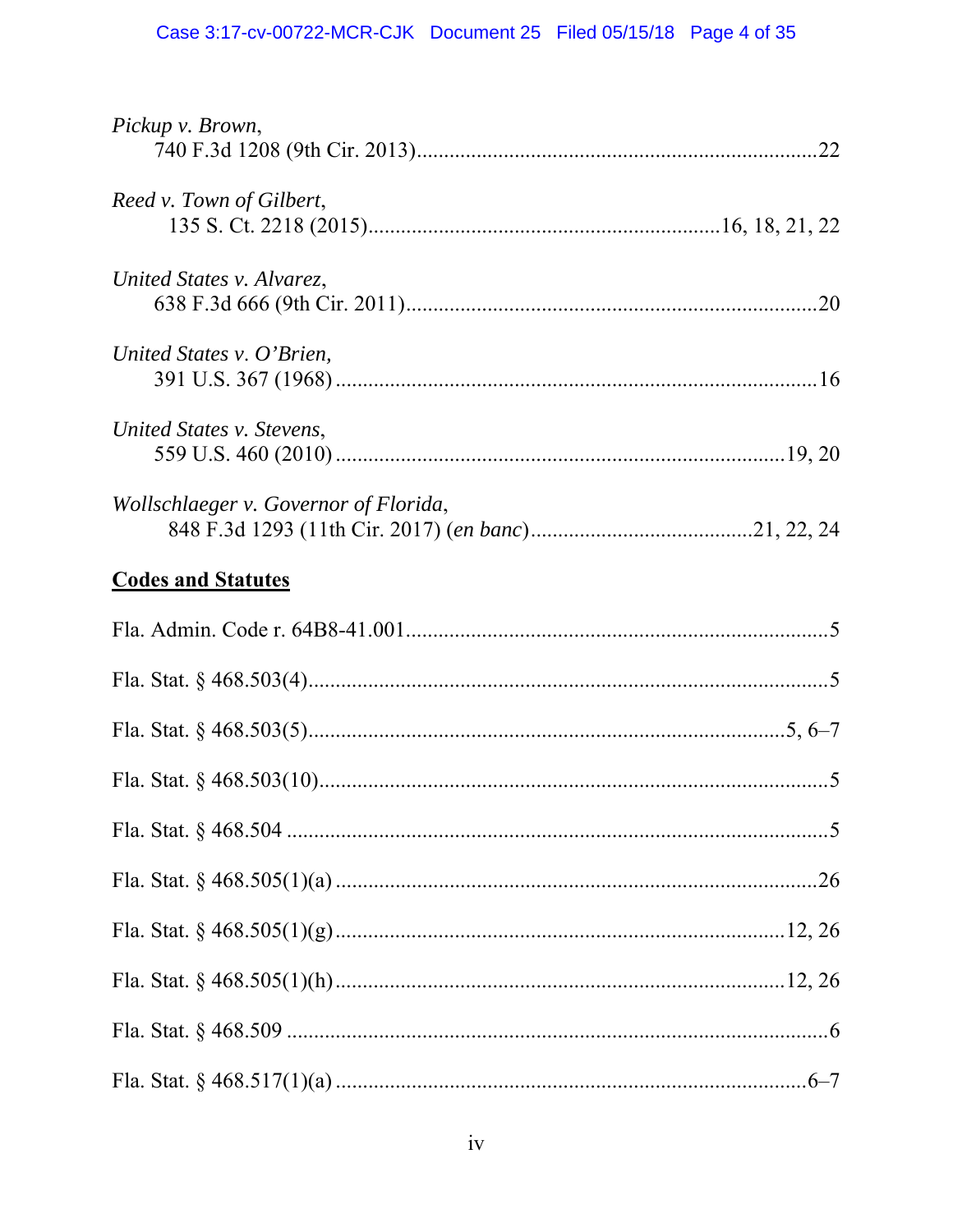*Pickup v. Brown*,
740 F.3d 1208 (9th Cir. 2013)........................................................................22

*Reed v. Town of Gilbert*,
135 S. Ct. 2218 (2015)................................................................16, 18, 21, 22

*United States v. Alvarez*,
638 F.3d 666 (9th Cir. 2011)..........................................................................20

*United States v. O'Brien*,
391 U.S. 367 (1968) .......................................................................................16

*United States v. Stevens*,
559 U.S. 460 (2010) ..................................................................................19, 20

*Wollschlaeger v. Governor of Florida*,
848 F.3d 1293 (11th Cir. 2017) (*en banc*)........................................21, 22, 24

**Codes and Statutes**

Fla. Admin. Code r. 64B8-41.001.............................................................................5

Fla. Stat. § 468.503(4)...............................................................................................5

Fla. Stat. § 468.503(5).......................................................................................5, 6–7

Fla. Stat. § 468.503(10).............................................................................................5

Fla. Stat. § 468.504 ...................................................................................................5

Fla. Stat. § 468.505(1)(a) .........................................................................................26

Fla. Stat. § 468.505(1)(g)....................................................................................12, 26

Fla. Stat. § 468.505(1)(h)....................................................................................12, 26

Fla. Stat. § 468.509 ...................................................................................................6

Fla. Stat. § 468.517(1)(a) ........................................................................................6–7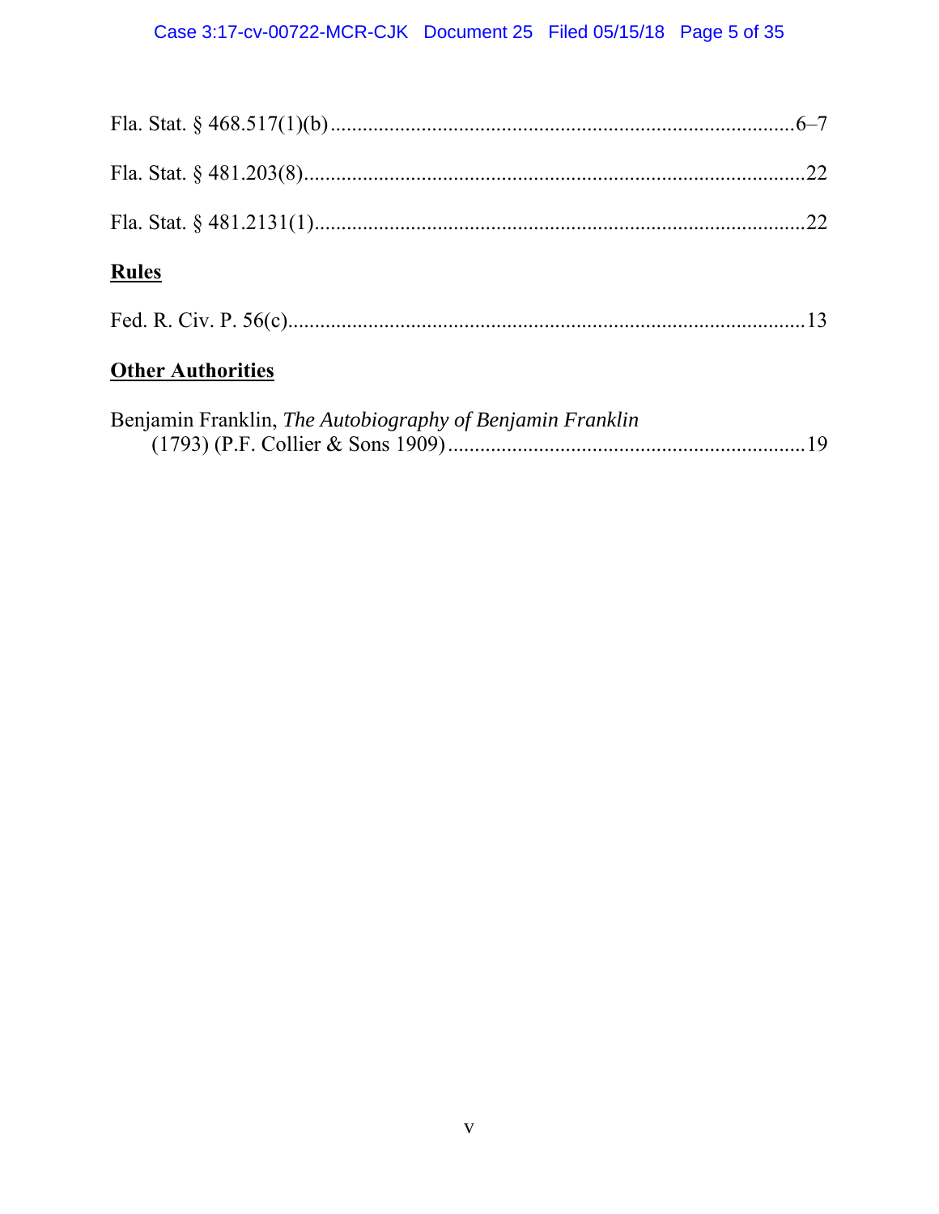Fla. Stat. § 468.517(1)(b) ........................................................................................6–7

Fla. Stat. § 481.203(8) ...............................................................................................22

Fla. Stat. § 481.2131(1) .............................................................................................22

## Rules

Fed. R. Civ. P. 56(c) ...................................................................................................13

## Other Authorities

Benjamin Franklin, *The Autobiography of Benjamin Franklin* (1793) (P.F. Collier & Sons 1909) ....................................................................19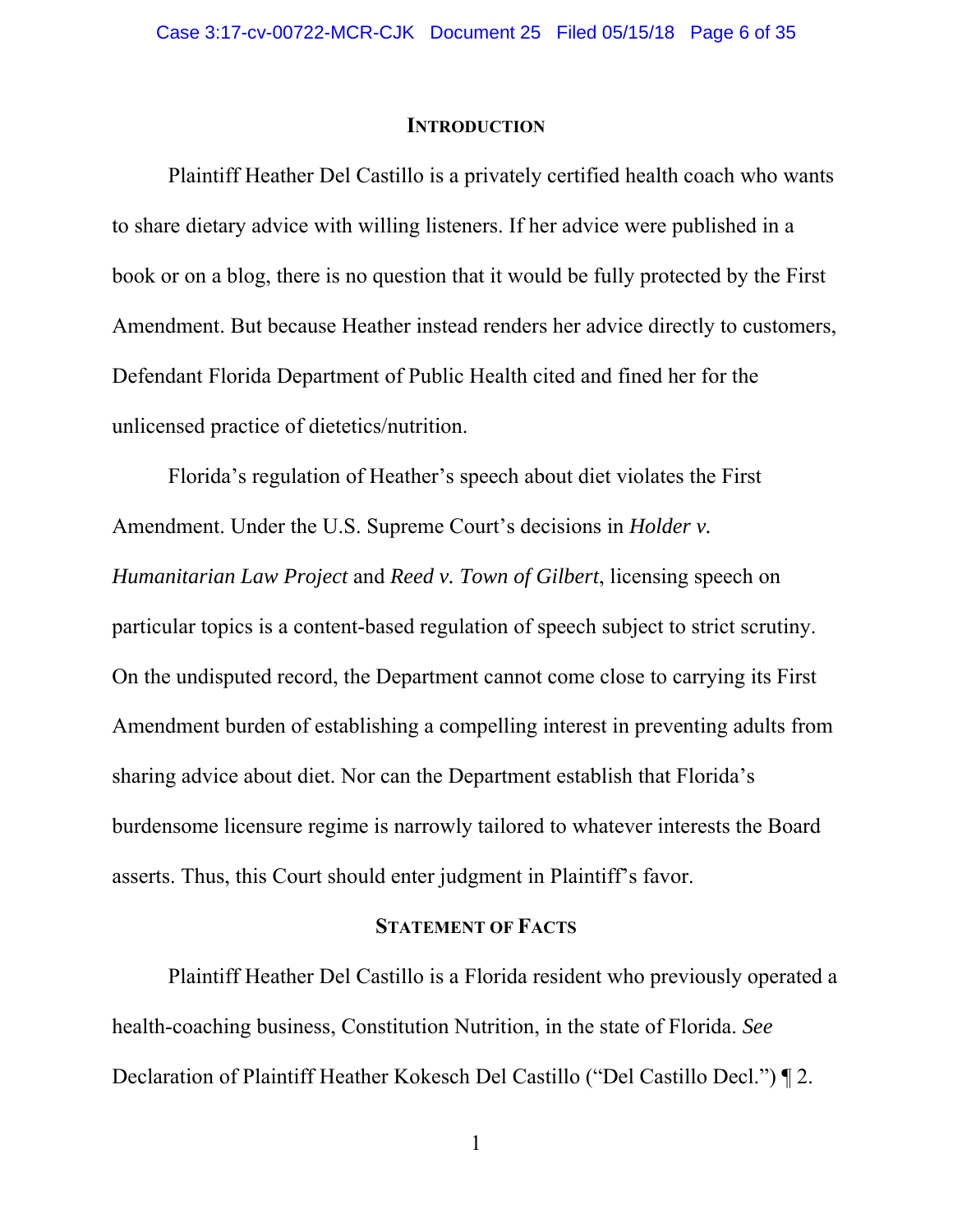## INTRODUCTION

Plaintiff Heather Del Castillo is a privately certified health coach who wants to share dietary advice with willing listeners. If her advice were published in a book or on a blog, there is no question that it would be fully protected by the First Amendment. But because Heather instead renders her advice directly to customers, Defendant Florida Department of Public Health cited and fined her for the unlicensed practice of dietetics/nutrition.

Florida's regulation of Heather's speech about diet violates the First Amendment. Under the U.S. Supreme Court's decisions in *Holder v. Humanitarian Law Project* and *Reed v. Town of Gilbert*, licensing speech on particular topics is a content-based regulation of speech subject to strict scrutiny. On the undisputed record, the Department cannot come close to carrying its First Amendment burden of establishing a compelling interest in preventing adults from sharing advice about diet. Nor can the Department establish that Florida's burdensome licensure regime is narrowly tailored to whatever interests the Board asserts. Thus, this Court should enter judgment in Plaintiff's favor.

## STATEMENT OF FACTS

Plaintiff Heather Del Castillo is a Florida resident who previously operated a health-coaching business, Constitution Nutrition, in the state of Florida. *See* Declaration of Plaintiff Heather Kokesch Del Castillo ("Del Castillo Decl.") ¶ 2.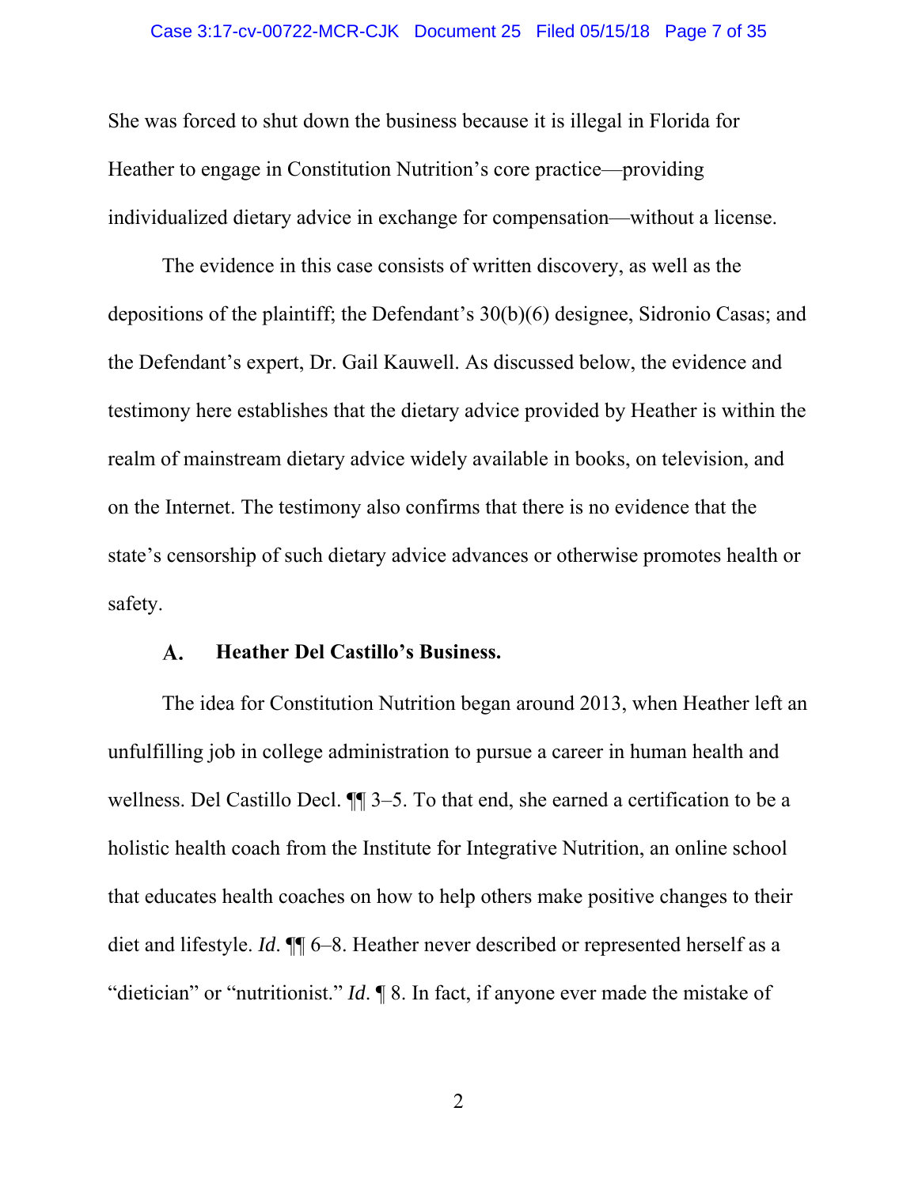She was forced to shut down the business because it is illegal in Florida for Heather to engage in Constitution Nutrition's core practice—providing individualized dietary advice in exchange for compensation—without a license.

The evidence in this case consists of written discovery, as well as the depositions of the plaintiff; the Defendant's 30(b)(6) designee, Sidronio Casas; and the Defendant's expert, Dr. Gail Kauwell. As discussed below, the evidence and testimony here establishes that the dietary advice provided by Heather is within the realm of mainstream dietary advice widely available in books, on television, and on the Internet. The testimony also confirms that there is no evidence that the state's censorship of such dietary advice advances or otherwise promotes health or safety.

### A. Heather Del Castillo's Business.

The idea for Constitution Nutrition began around 2013, when Heather left an unfulfilling job in college administration to pursue a career in human health and wellness. Del Castillo Decl. ¶¶ 3–5. To that end, she earned a certification to be a holistic health coach from the Institute for Integrative Nutrition, an online school that educates health coaches on how to help others make positive changes to their diet and lifestyle. *Id*. ¶¶ 6–8. Heather never described or represented herself as a "dietician" or "nutritionist." *Id*. ¶ 8. In fact, if anyone ever made the mistake of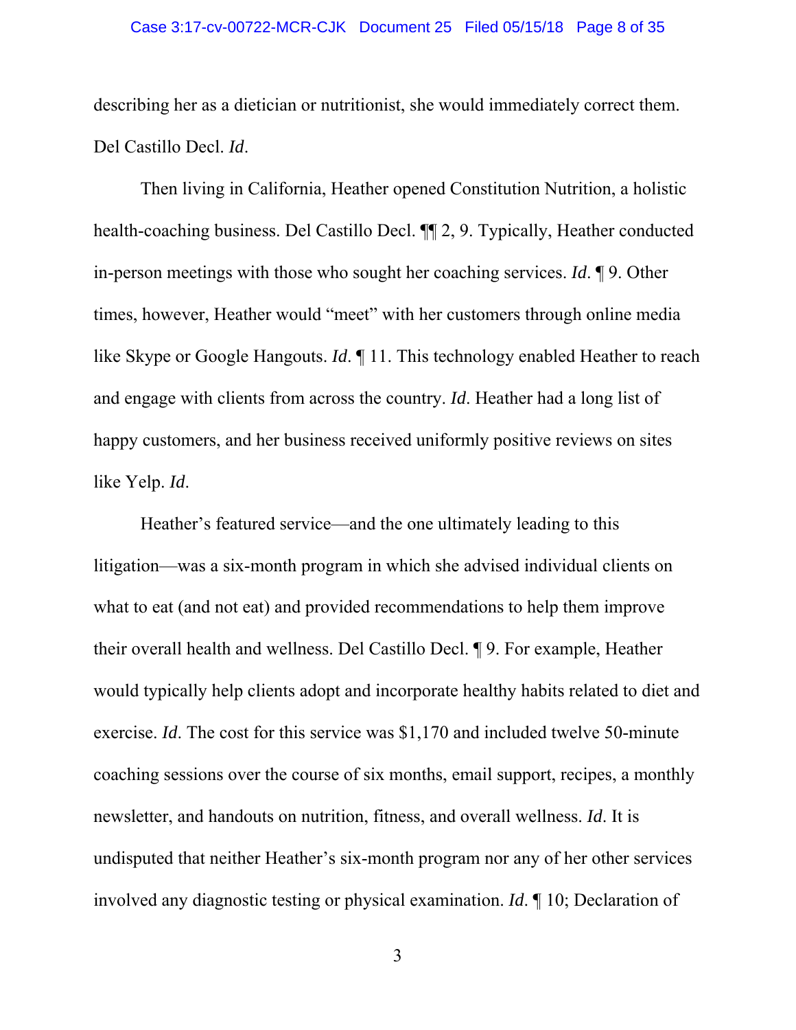describing her as a dietician or nutritionist, she would immediately correct them. Del Castillo Decl. *Id*.

Then living in California, Heather opened Constitution Nutrition, a holistic health-coaching business. Del Castillo Decl. ¶¶ 2, 9. Typically, Heather conducted in-person meetings with those who sought her coaching services. *Id*. ¶ 9. Other times, however, Heather would "meet" with her customers through online media like Skype or Google Hangouts. *Id*. ¶ 11. This technology enabled Heather to reach and engage with clients from across the country. *Id*. Heather had a long list of happy customers, and her business received uniformly positive reviews on sites like Yelp. *Id*.

Heather's featured service—and the one ultimately leading to this litigation—was a six-month program in which she advised individual clients on what to eat (and not eat) and provided recommendations to help them improve their overall health and wellness. Del Castillo Decl. ¶ 9. For example, Heather would typically help clients adopt and incorporate healthy habits related to diet and exercise. *Id*. The cost for this service was $1,170 and included twelve 50-minute coaching sessions over the course of six months, email support, recipes, a monthly newsletter, and handouts on nutrition, fitness, and overall wellness. *Id*. It is undisputed that neither Heather's six-month program nor any of her other services involved any diagnostic testing or physical examination. *Id*. ¶ 10; Declaration of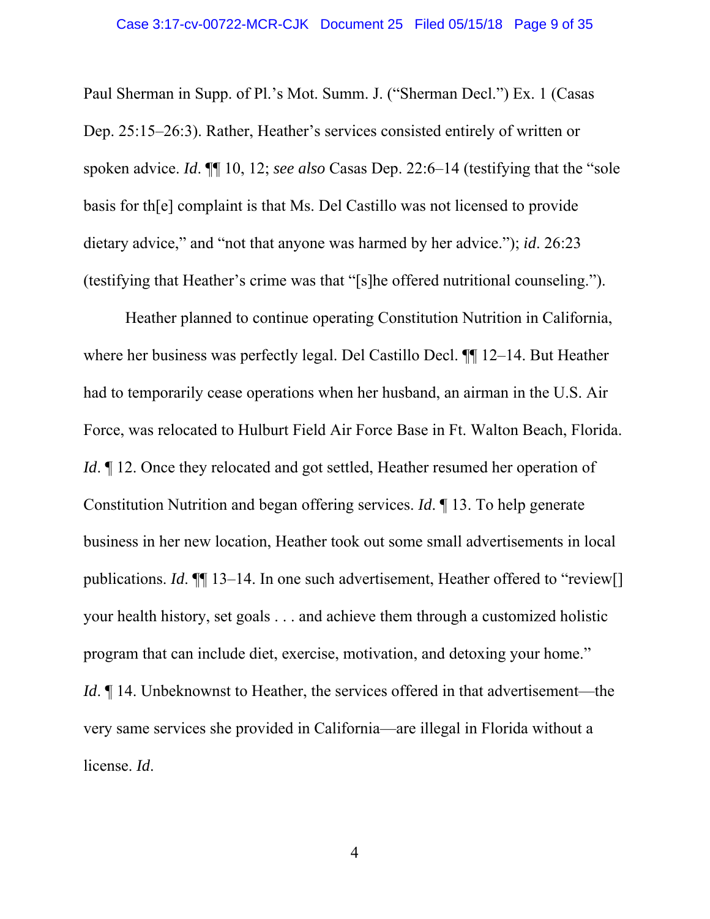Paul Sherman in Supp. of Pl.'s Mot. Summ. J. ("Sherman Decl.") Ex. 1 (Casas Dep. 25:15–26:3). Rather, Heather's services consisted entirely of written or spoken advice. *Id*. ¶¶ 10, 12; *see also* Casas Dep. 22:6–14 (testifying that the "sole basis for th[e] complaint is that Ms. Del Castillo was not licensed to provide dietary advice," and "not that anyone was harmed by her advice."); *id*. 26:23 (testifying that Heather's crime was that "[s]he offered nutritional counseling.").

Heather planned to continue operating Constitution Nutrition in California, where her business was perfectly legal. Del Castillo Decl. ¶¶ 12–14. But Heather had to temporarily cease operations when her husband, an airman in the U.S. Air Force, was relocated to Hulburt Field Air Force Base in Ft. Walton Beach, Florida. *Id*. ¶ 12. Once they relocated and got settled, Heather resumed her operation of Constitution Nutrition and began offering services. *Id*. ¶ 13. To help generate business in her new location, Heather took out some small advertisements in local publications. *Id*. ¶¶ 13–14. In one such advertisement, Heather offered to "review[] your health history, set goals . . . and achieve them through a customized holistic program that can include diet, exercise, motivation, and detoxing your home." *Id*. ¶ 14. Unbeknownst to Heather, the services offered in that advertisement—the very same services she provided in California—are illegal in Florida without a license. *Id*.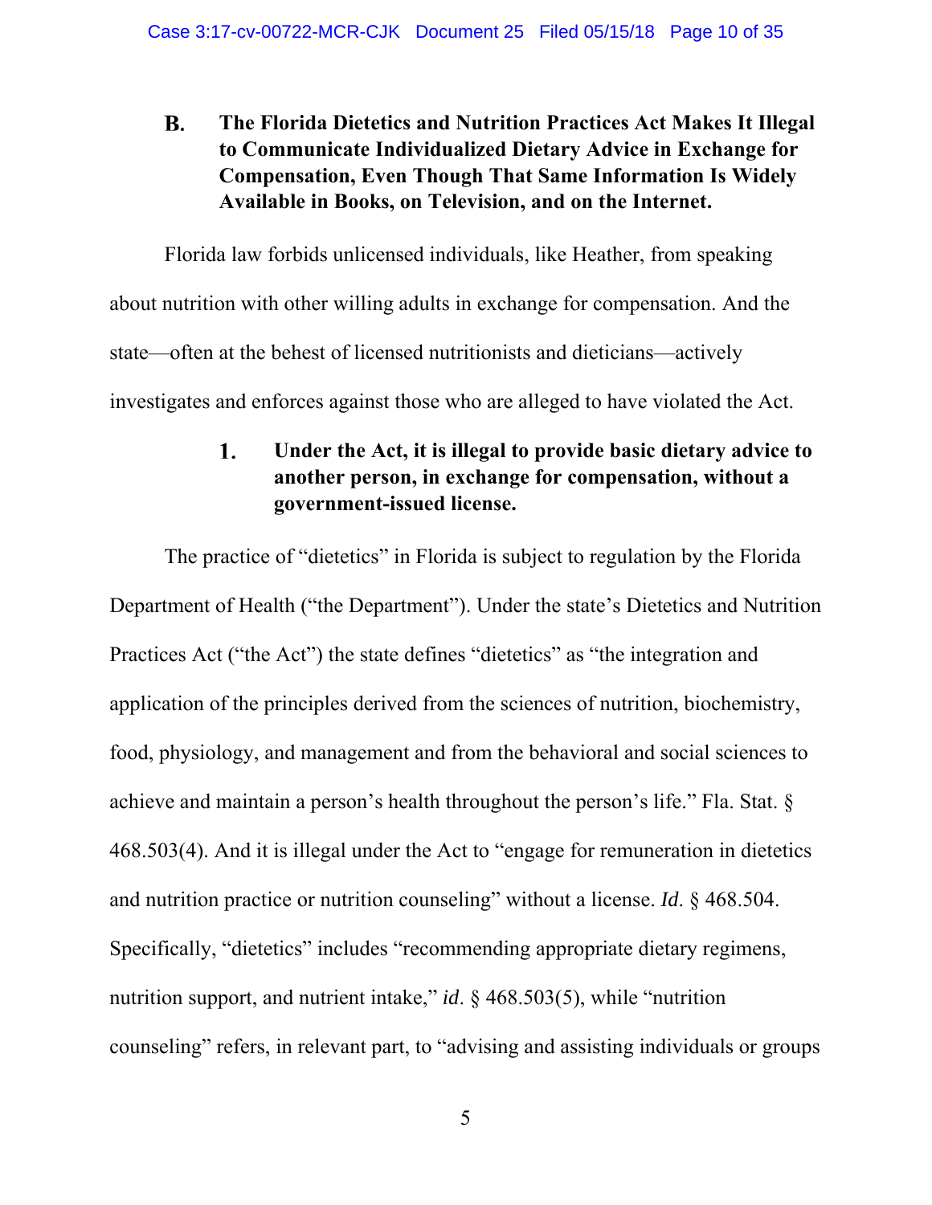### B. The Florida Dietetics and Nutrition Practices Act Makes It Illegal to Communicate Individualized Dietary Advice in Exchange for Compensation, Even Though That Same Information Is Widely Available in Books, on Television, and on the Internet.

Florida law forbids unlicensed individuals, like Heather, from speaking about nutrition with other willing adults in exchange for compensation. And the state—often at the behest of licensed nutritionists and dieticians—actively investigates and enforces against those who are alleged to have violated the Act.

#### 1. Under the Act, it is illegal to provide basic dietary advice to another person, in exchange for compensation, without a government-issued license.

The practice of "dietetics" in Florida is subject to regulation by the Florida Department of Health ("the Department"). Under the state's Dietetics and Nutrition Practices Act ("the Act") the state defines "dietetics" as "the integration and application of the principles derived from the sciences of nutrition, biochemistry, food, physiology, and management and from the behavioral and social sciences to achieve and maintain a person's health throughout the person's life." Fla. Stat. § 468.503(4). And it is illegal under the Act to "engage for remuneration in dietetics and nutrition practice or nutrition counseling" without a license. *Id*. § 468.504. Specifically, "dietetics" includes "recommending appropriate dietary regimens, nutrition support, and nutrient intake," *id*. § 468.503(5), while "nutrition counseling" refers, in relevant part, to "advising and assisting individuals or groups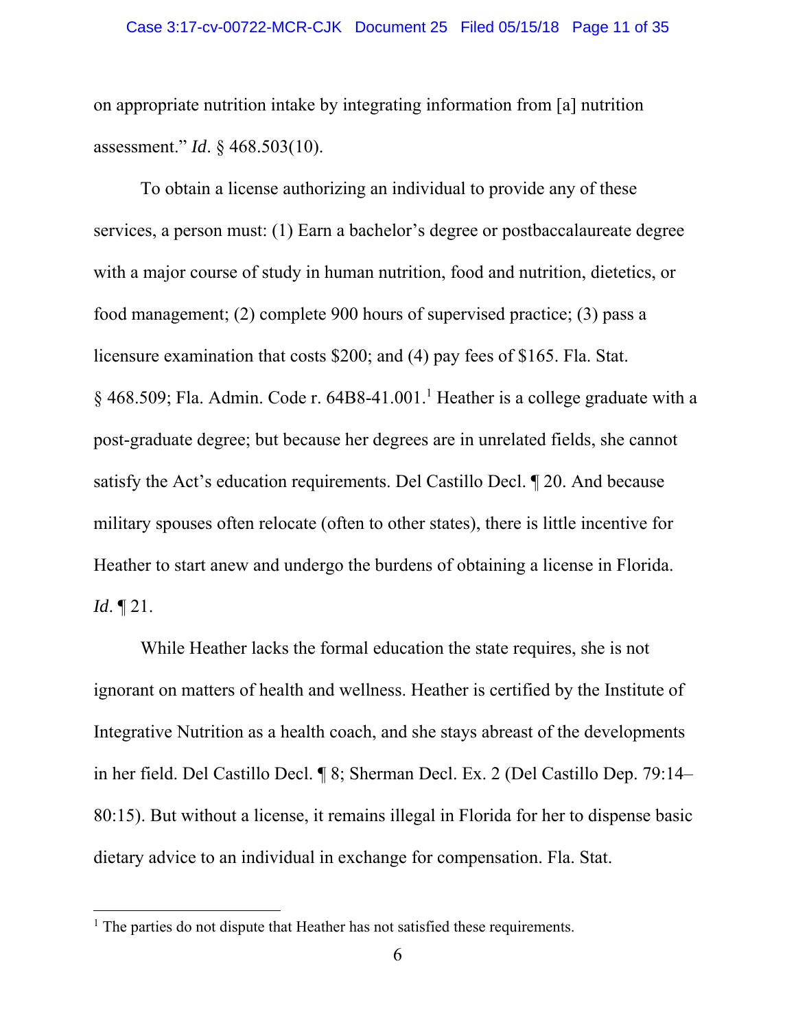on appropriate nutrition intake by integrating information from [a] nutrition assessment." *Id*. § 468.503(10).

To obtain a license authorizing an individual to provide any of these services, a person must: (1) Earn a bachelor's degree or postbaccalaureate degree with a major course of study in human nutrition, food and nutrition, dietetics, or food management; (2) complete 900 hours of supervised practice; (3) pass a licensure examination that costs $200; and (4) pay fees of $165. Fla. Stat. § 468.509; Fla. Admin. Code r. 64B8-41.001.[1] Heather is a college graduate with a post-graduate degree; but because her degrees are in unrelated fields, she cannot satisfy the Act's education requirements. Del Castillo Decl. ¶ 20. And because military spouses often relocate (often to other states), there is little incentive for Heather to start anew and undergo the burdens of obtaining a license in Florida. *Id*. ¶ 21.

While Heather lacks the formal education the state requires, she is not ignorant on matters of health and wellness. Heather is certified by the Institute of Integrative Nutrition as a health coach, and she stays abreast of the developments in her field. Del Castillo Decl. ¶ 8; Sherman Decl. Ex. 2 (Del Castillo Dep. 79:14–80:15). But without a license, it remains illegal in Florida for her to dispense basic dietary advice to an individual in exchange for compensation. Fla. Stat.

[1] The parties do not dispute that Heather has not satisfied these requirements.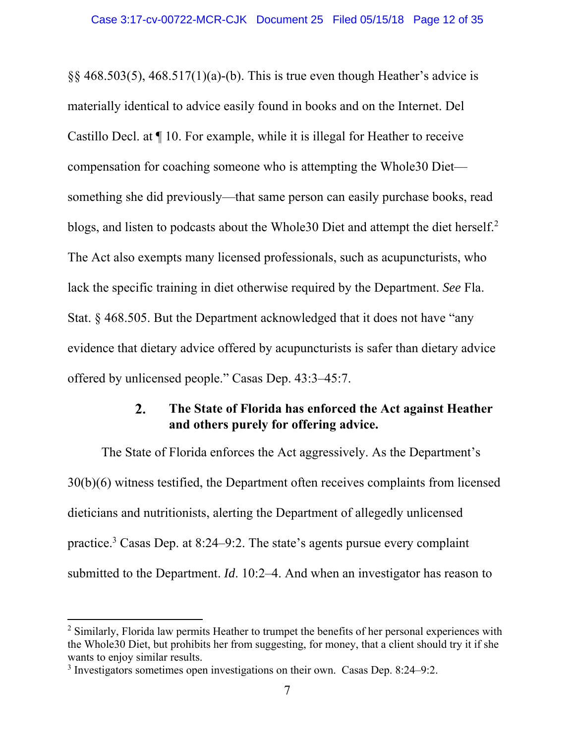§§ 468.503(5), 468.517(1)(a)-(b). This is true even though Heather's advice is materially identical to advice easily found in books and on the Internet. Del Castillo Decl. at ¶ 10. For example, while it is illegal for Heather to receive compensation for coaching someone who is attempting the Whole30 Diet—something she did previously—that same person can easily purchase books, read blogs, and listen to podcasts about the Whole30 Diet and attempt the diet herself.[2] The Act also exempts many licensed professionals, such as acupuncturists, who lack the specific training in diet otherwise required by the Department. *See* Fla. Stat. § 468.505. But the Department acknowledged that it does not have "any evidence that dietary advice offered by acupuncturists is safer than dietary advice offered by unlicensed people." Casas Dep. 43:3–45:7.

### 2. The State of Florida has enforced the Act against Heather and others purely for offering advice.

The State of Florida enforces the Act aggressively. As the Department's 30(b)(6) witness testified, the Department often receives complaints from licensed dieticians and nutritionists, alerting the Department of allegedly unlicensed practice.[3] Casas Dep. at 8:24–9:2. The state's agents pursue every complaint submitted to the Department. *Id.* 10:2–4. And when an investigator has reason to

---

[2] Similarly, Florida law permits Heather to trumpet the benefits of her personal experiences with the Whole30 Diet, but prohibits her from suggesting, for money, that a client should try it if she wants to enjoy similar results.

[3] Investigators sometimes open investigations on their own. Casas Dep. 8:24–9:2.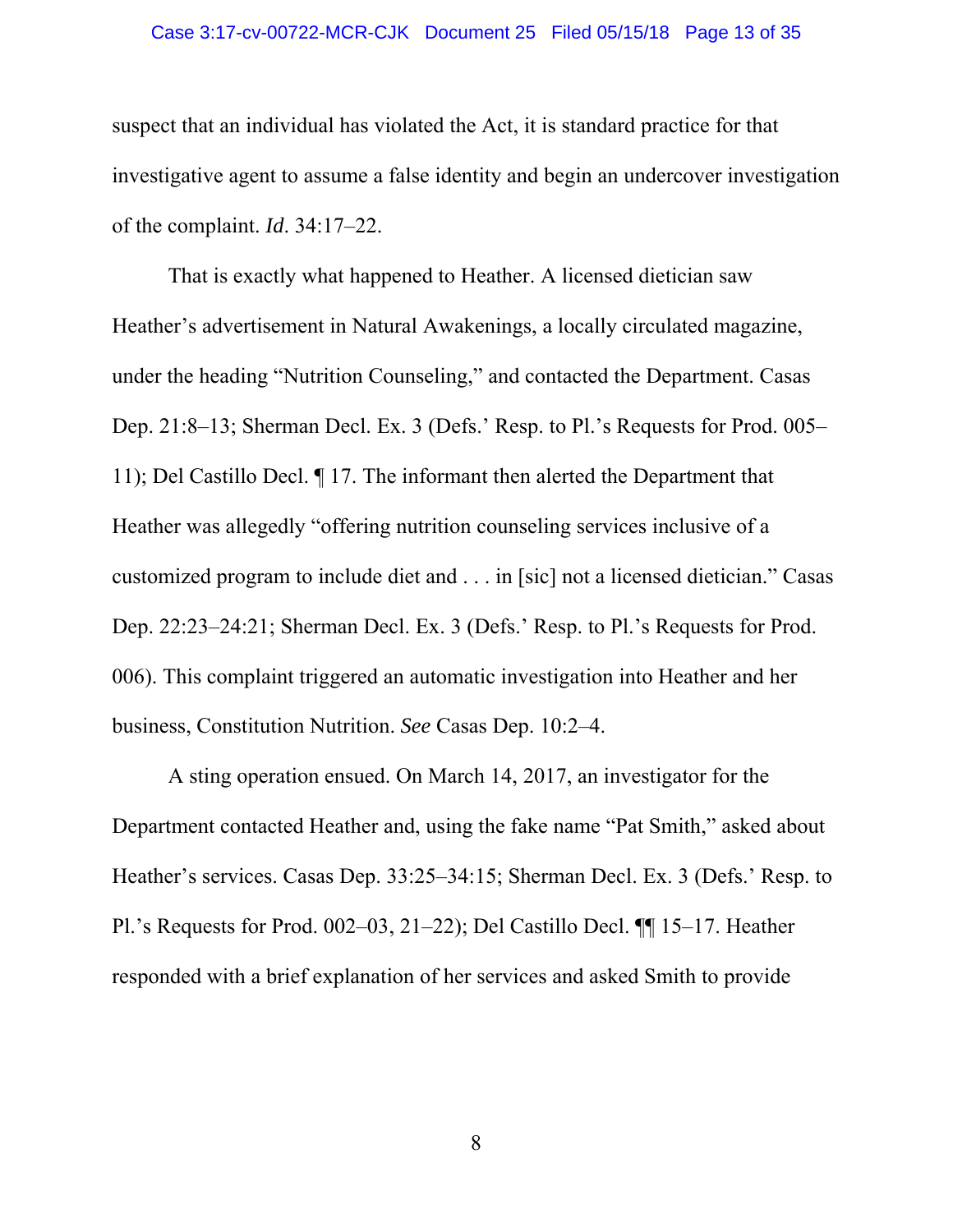suspect that an individual has violated the Act, it is standard practice for that investigative agent to assume a false identity and begin an undercover investigation of the complaint. *Id*. 34:17–22.

That is exactly what happened to Heather. A licensed dietician saw Heather's advertisement in Natural Awakenings, a locally circulated magazine, under the heading "Nutrition Counseling," and contacted the Department. Casas Dep. 21:8–13; Sherman Decl. Ex. 3 (Defs.' Resp. to Pl.'s Requests for Prod. 005–11); Del Castillo Decl. ¶ 17. The informant then alerted the Department that Heather was allegedly "offering nutrition counseling services inclusive of a customized program to include diet and . . . in [sic] not a licensed dietician." Casas Dep. 22:23–24:21; Sherman Decl. Ex. 3 (Defs.' Resp. to Pl.'s Requests for Prod. 006). This complaint triggered an automatic investigation into Heather and her business, Constitution Nutrition. *See* Casas Dep. 10:2–4.

A sting operation ensued. On March 14, 2017, an investigator for the Department contacted Heather and, using the fake name "Pat Smith," asked about Heather's services. Casas Dep. 33:25–34:15; Sherman Decl. Ex. 3 (Defs.' Resp. to Pl.'s Requests for Prod. 002–03, 21–22); Del Castillo Decl. ¶¶ 15–17. Heather responded with a brief explanation of her services and asked Smith to provide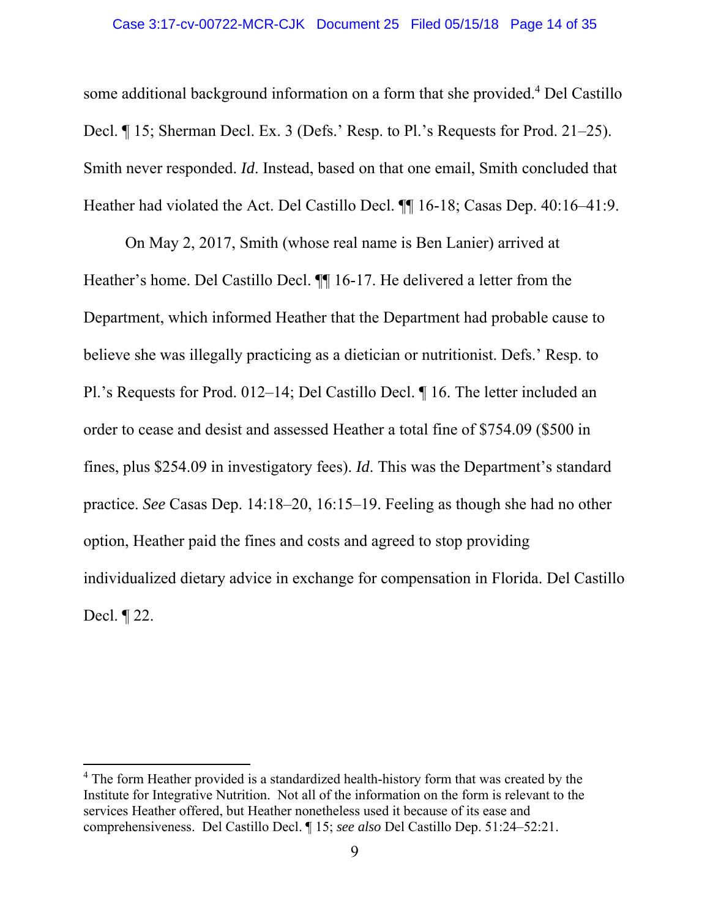some additional background information on a form that she provided.[4] Del Castillo Decl. ¶ 15; Sherman Decl. Ex. 3 (Defs.' Resp. to Pl.'s Requests for Prod. 21–25). Smith never responded. *Id*. Instead, based on that one email, Smith concluded that Heather had violated the Act. Del Castillo Decl. ¶¶ 16-18; Casas Dep. 40:16–41:9.

On May 2, 2017, Smith (whose real name is Ben Lanier) arrived at Heather's home. Del Castillo Decl. ¶¶ 16-17. He delivered a letter from the Department, which informed Heather that the Department had probable cause to believe she was illegally practicing as a dietician or nutritionist. Defs.' Resp. to Pl.'s Requests for Prod. 012–14; Del Castillo Decl. ¶ 16. The letter included an order to cease and desist and assessed Heather a total fine of $754.09 ($500 in fines, plus $254.09 in investigatory fees). *Id*. This was the Department's standard practice. *See* Casas Dep. 14:18–20, 16:15–19. Feeling as though she had no other option, Heather paid the fines and costs and agreed to stop providing individualized dietary advice in exchange for compensation in Florida. Del Castillo Decl. ¶ 22.

---

[4] The form Heather provided is a standardized health-history form that was created by the Institute for Integrative Nutrition. Not all of the information on the form is relevant to the services Heather offered, but Heather nonetheless used it because of its ease and comprehensiveness. Del Castillo Decl. ¶ 15; *see also* Del Castillo Dep. 51:24–52:21.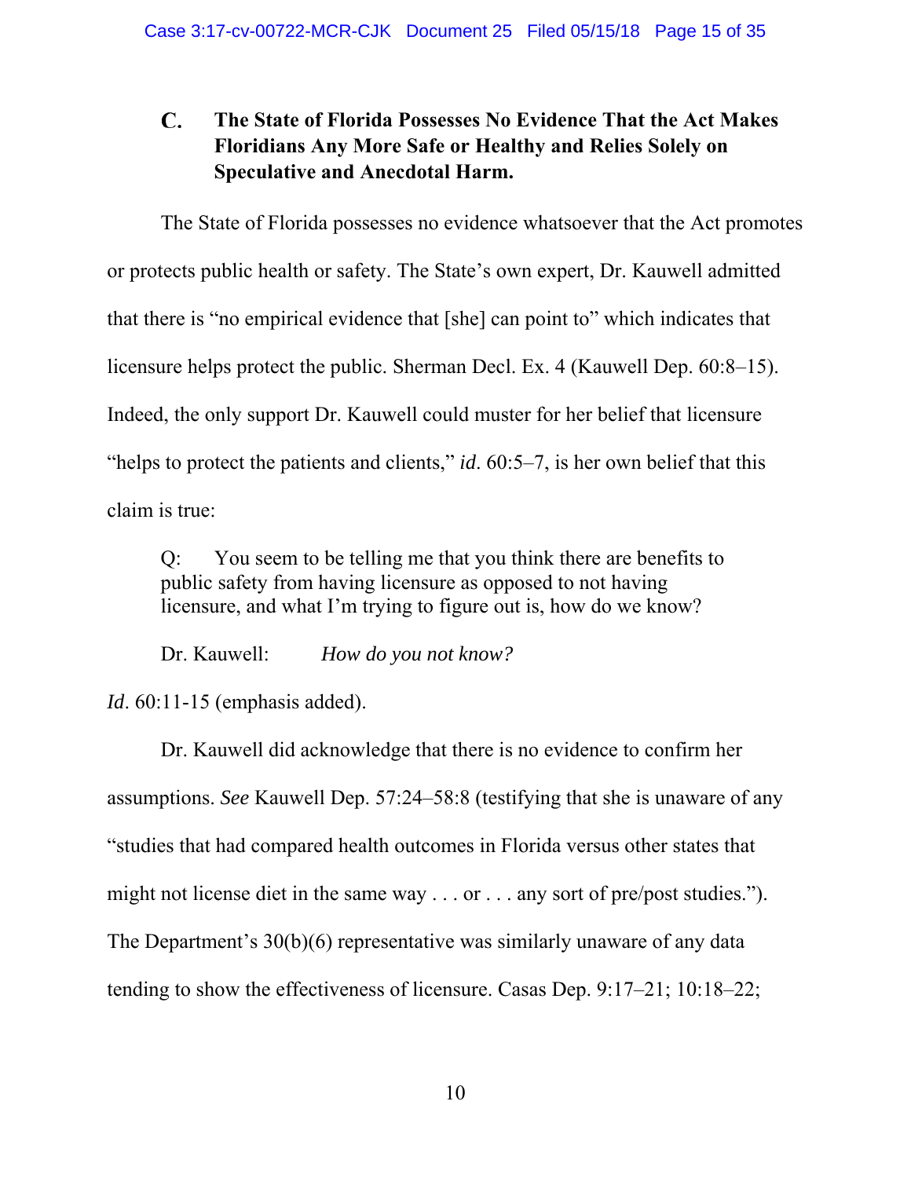### C. The State of Florida Possesses No Evidence That the Act Makes Floridians Any More Safe or Healthy and Relies Solely on Speculative and Anecdotal Harm.

The State of Florida possesses no evidence whatsoever that the Act promotes or protects public health or safety. The State's own expert, Dr. Kauwell admitted that there is "no empirical evidence that [she] can point to" which indicates that licensure helps protect the public. Sherman Decl. Ex. 4 (Kauwell Dep. 60:8–15). Indeed, the only support Dr. Kauwell could muster for her belief that licensure "helps to protect the patients and clients," *id*. 60:5–7, is her own belief that this claim is true:

> Q: You seem to be telling me that you think there are benefits to public safety from having licensure as opposed to not having licensure, and what I'm trying to figure out is, how do we know?
>
> Dr. Kauwell: *How do you not know?*

*Id*. 60:11-15 (emphasis added).

Dr. Kauwell did acknowledge that there is no evidence to confirm her assumptions. *See* Kauwell Dep. 57:24–58:8 (testifying that she is unaware of any "studies that had compared health outcomes in Florida versus other states that might not license diet in the same way . . . or . . . any sort of pre/post studies."). The Department's 30(b)(6) representative was similarly unaware of any data tending to show the effectiveness of licensure. Casas Dep. 9:17–21; 10:18–22;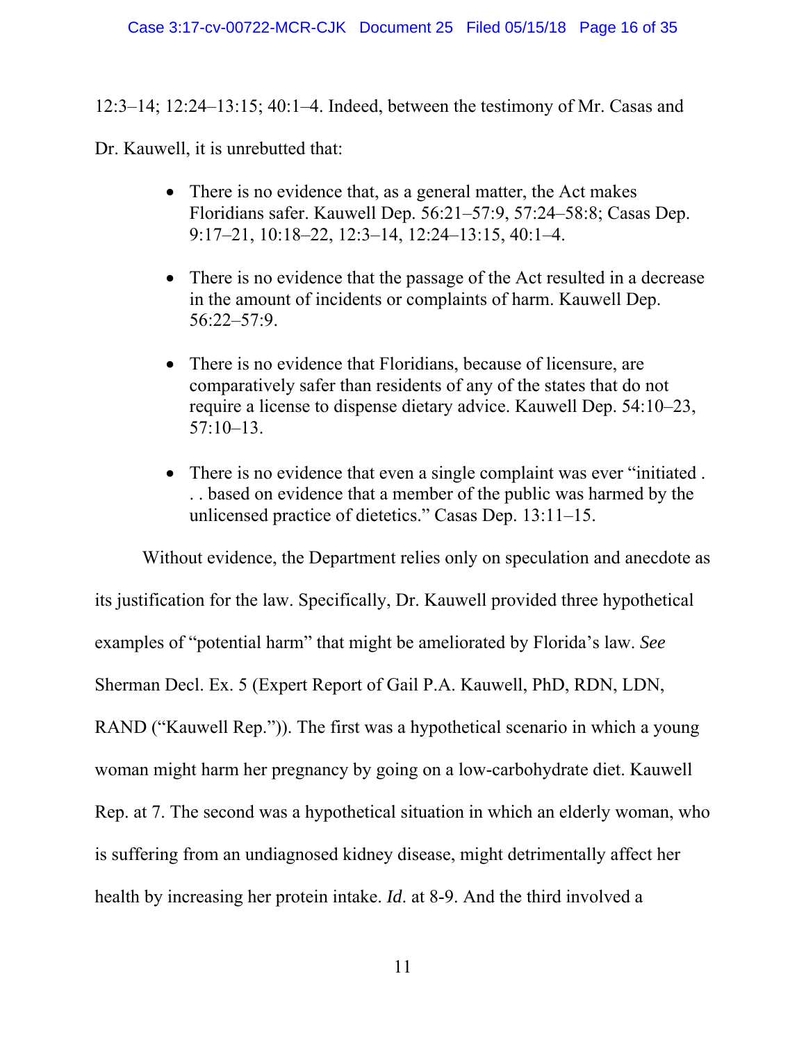12:3–14; 12:24–13:15; 40:1–4. Indeed, between the testimony of Mr. Casas and Dr. Kauwell, it is unrebutted that:

- There is no evidence that, as a general matter, the Act makes Floridians safer. Kauwell Dep. 56:21–57:9, 57:24–58:8; Casas Dep. 9:17–21, 10:18–22, 12:3–14, 12:24–13:15, 40:1–4.

- There is no evidence that the passage of the Act resulted in a decrease in the amount of incidents or complaints of harm. Kauwell Dep. 56:22–57:9.

- There is no evidence that Floridians, because of licensure, are comparatively safer than residents of any of the states that do not require a license to dispense dietary advice. Kauwell Dep. 54:10–23, 57:10–13.

- There is no evidence that even a single complaint was ever "initiated . . . based on evidence that a member of the public was harmed by the unlicensed practice of dietetics." Casas Dep. 13:11–15.

Without evidence, the Department relies only on speculation and anecdote as its justification for the law. Specifically, Dr. Kauwell provided three hypothetical examples of "potential harm" that might be ameliorated by Florida's law. *See* Sherman Decl. Ex. 5 (Expert Report of Gail P.A. Kauwell, PhD, RDN, LDN, RAND ("Kauwell Rep.")). The first was a hypothetical scenario in which a young woman might harm her pregnancy by going on a low-carbohydrate diet. Kauwell Rep. at 7. The second was a hypothetical situation in which an elderly woman, who is suffering from an undiagnosed kidney disease, might detrimentally affect her health by increasing her protein intake. *Id*. at 8-9. And the third involved a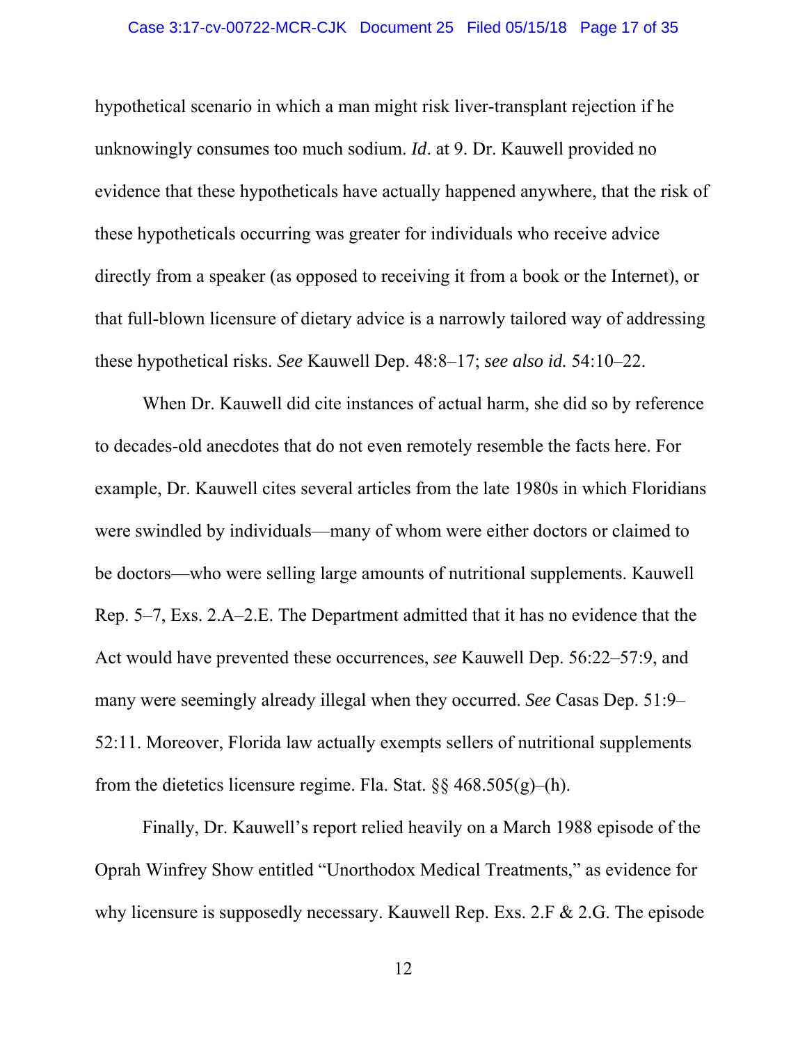hypothetical scenario in which a man might risk liver-transplant rejection if he unknowingly consumes too much sodium. *Id*. at 9. Dr. Kauwell provided no evidence that these hypotheticals have actually happened anywhere, that the risk of these hypotheticals occurring was greater for individuals who receive advice directly from a speaker (as opposed to receiving it from a book or the Internet), or that full-blown licensure of dietary advice is a narrowly tailored way of addressing these hypothetical risks. *See* Kauwell Dep. 48:8–17; *see also id.* 54:10–22.

When Dr. Kauwell did cite instances of actual harm, she did so by reference to decades-old anecdotes that do not even remotely resemble the facts here. For example, Dr. Kauwell cites several articles from the late 1980s in which Floridians were swindled by individuals—many of whom were either doctors or claimed to be doctors—who were selling large amounts of nutritional supplements. Kauwell Rep. 5–7, Exs. 2.A–2.E. The Department admitted that it has no evidence that the Act would have prevented these occurrences, *see* Kauwell Dep. 56:22–57:9, and many were seemingly already illegal when they occurred. *See* Casas Dep. 51:9–52:11. Moreover, Florida law actually exempts sellers of nutritional supplements from the dietetics licensure regime. Fla. Stat. §§ 468.505(g)–(h).

Finally, Dr. Kauwell's report relied heavily on a March 1988 episode of the Oprah Winfrey Show entitled "Unorthodox Medical Treatments," as evidence for why licensure is supposedly necessary. Kauwell Rep. Exs. 2.F & 2.G. The episode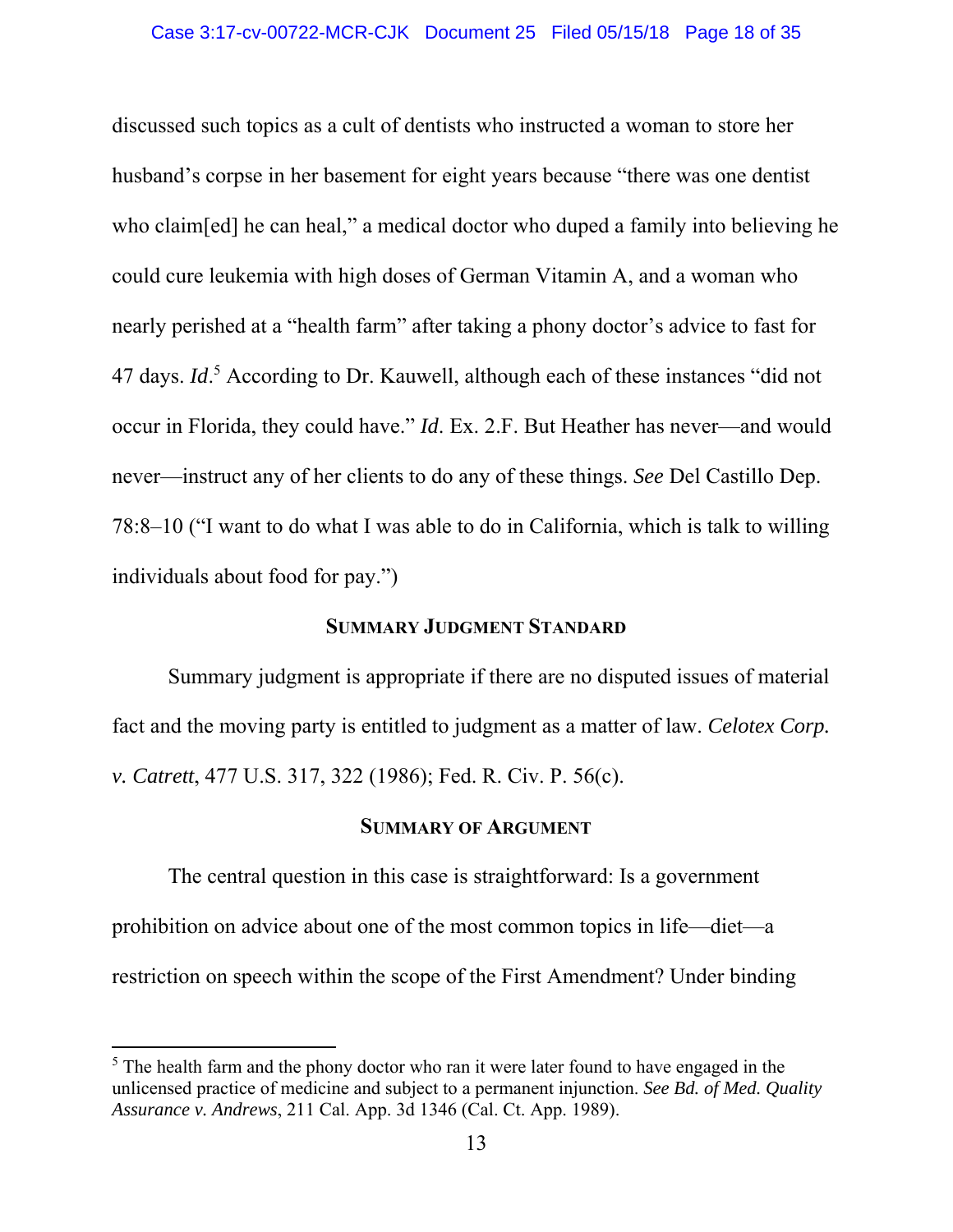discussed such topics as a cult of dentists who instructed a woman to store her husband's corpse in her basement for eight years because "there was one dentist who claim[ed] he can heal," a medical doctor who duped a family into believing he could cure leukemia with high doses of German Vitamin A, and a woman who nearly perished at a "health farm" after taking a phony doctor's advice to fast for 47 days. *Id*.[5] According to Dr. Kauwell, although each of these instances "did not occur in Florida, they could have." *Id*. Ex. 2.F. But Heather has never—and would never—instruct any of her clients to do any of these things. *See* Del Castillo Dep. 78:8–10 ("I want to do what I was able to do in California, which is talk to willing individuals about food for pay.")

## SUMMARY JUDGMENT STANDARD

Summary judgment is appropriate if there are no disputed issues of material fact and the moving party is entitled to judgment as a matter of law. *Celotex Corp. v. Catrett*, 477 U.S. 317, 322 (1986); Fed. R. Civ. P. 56(c).

## SUMMARY OF ARGUMENT

The central question in this case is straightforward: Is a government prohibition on advice about one of the most common topics in life—diet—a restriction on speech within the scope of the First Amendment? Under binding

---

[5] The health farm and the phony doctor who ran it were later found to have engaged in the unlicensed practice of medicine and subject to a permanent injunction. *See Bd. of Med. Quality Assurance v. Andrews*, 211 Cal. App. 3d 1346 (Cal. Ct. App. 1989).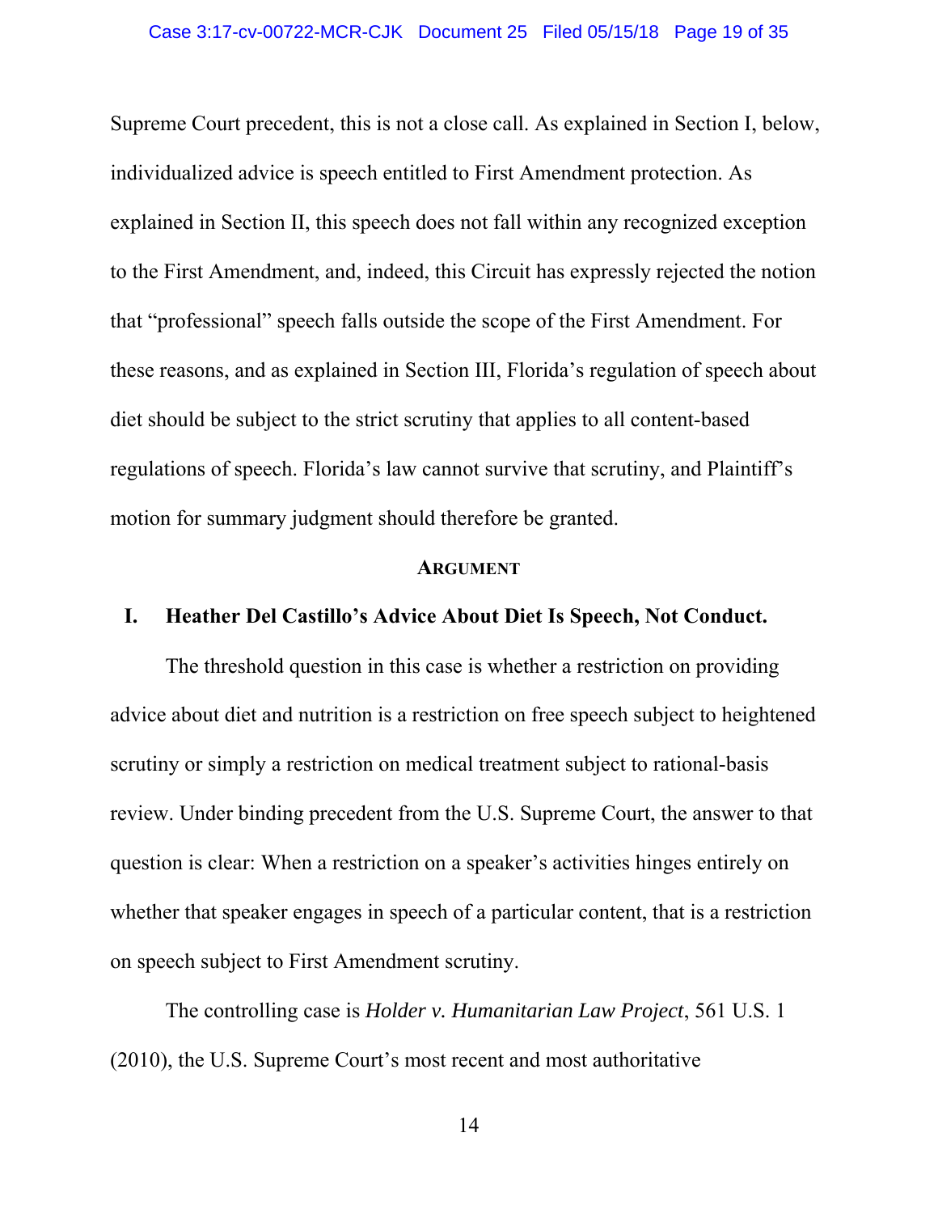Supreme Court precedent, this is not a close call. As explained in Section I, below, individualized advice is speech entitled to First Amendment protection. As explained in Section II, this speech does not fall within any recognized exception to the First Amendment, and, indeed, this Circuit has expressly rejected the notion that "professional" speech falls outside the scope of the First Amendment. For these reasons, and as explained in Section III, Florida's regulation of speech about diet should be subject to the strict scrutiny that applies to all content-based regulations of speech. Florida's law cannot survive that scrutiny, and Plaintiff's motion for summary judgment should therefore be granted.

## ARGUMENT

### I. Heather Del Castillo's Advice About Diet Is Speech, Not Conduct.

The threshold question in this case is whether a restriction on providing advice about diet and nutrition is a restriction on free speech subject to heightened scrutiny or simply a restriction on medical treatment subject to rational-basis review. Under binding precedent from the U.S. Supreme Court, the answer to that question is clear: When a restriction on a speaker's activities hinges entirely on whether that speaker engages in speech of a particular content, that is a restriction on speech subject to First Amendment scrutiny.

The controlling case is *Holder v. Humanitarian Law Project*, 561 U.S. 1 (2010), the U.S. Supreme Court's most recent and most authoritative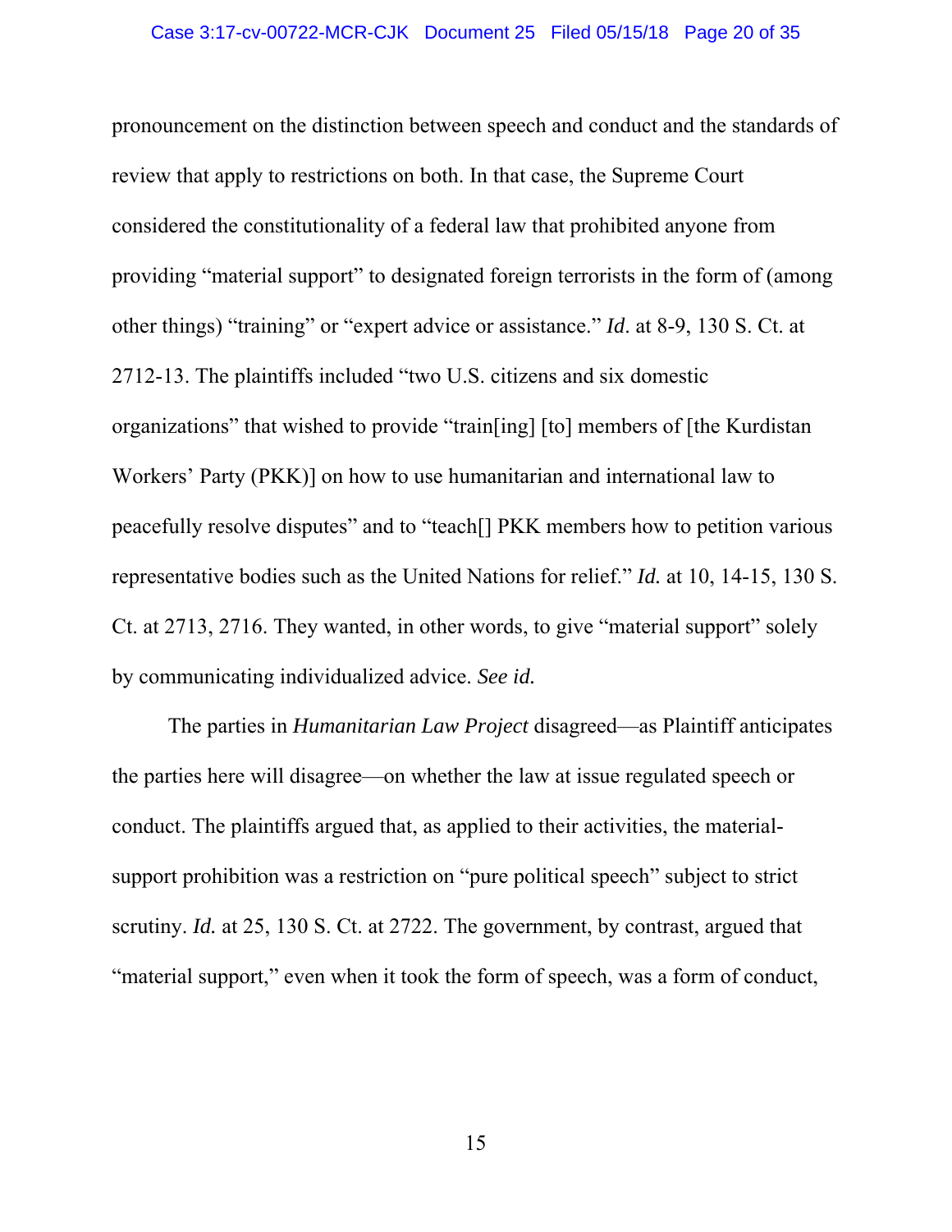pronouncement on the distinction between speech and conduct and the standards of review that apply to restrictions on both. In that case, the Supreme Court considered the constitutionality of a federal law that prohibited anyone from providing "material support" to designated foreign terrorists in the form of (among other things) "training" or "expert advice or assistance." *Id*. at 8-9, 130 S. Ct. at 2712-13. The plaintiffs included "two U.S. citizens and six domestic organizations" that wished to provide "train[ing] [to] members of [the Kurdistan Workers' Party (PKK)] on how to use humanitarian and international law to peacefully resolve disputes" and to "teach[] PKK members how to petition various representative bodies such as the United Nations for relief." *Id.* at 10, 14-15, 130 S. Ct. at 2713, 2716. They wanted, in other words, to give "material support" solely by communicating individualized advice. *See id.*

The parties in *Humanitarian Law Project* disagreed—as Plaintiff anticipates the parties here will disagree—on whether the law at issue regulated speech or conduct. The plaintiffs argued that, as applied to their activities, the material-support prohibition was a restriction on "pure political speech" subject to strict scrutiny. *Id.* at 25, 130 S. Ct. at 2722. The government, by contrast, argued that "material support," even when it took the form of speech, was a form of conduct,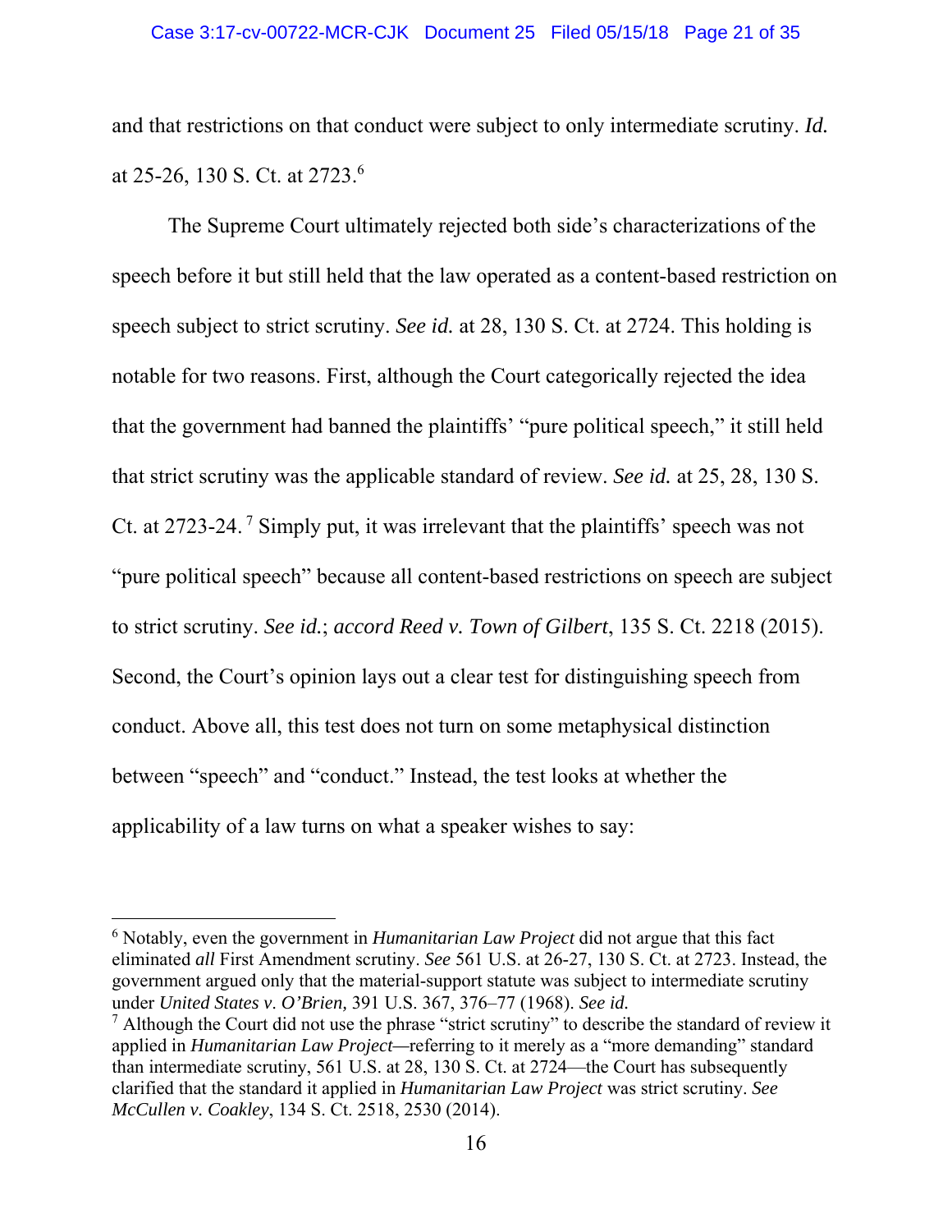and that restrictions on that conduct were subject to only intermediate scrutiny. *Id.* at 25-26, 130 S. Ct. at 2723.[6]

The Supreme Court ultimately rejected both side's characterizations of the speech before it but still held that the law operated as a content-based restriction on speech subject to strict scrutiny. *See id.* at 28, 130 S. Ct. at 2724. This holding is notable for two reasons. First, although the Court categorically rejected the idea that the government had banned the plaintiffs' "pure political speech," it still held that strict scrutiny was the applicable standard of review. *See id.* at 25, 28, 130 S. Ct. at 2723-24.[7] Simply put, it was irrelevant that the plaintiffs' speech was not "pure political speech" because all content-based restrictions on speech are subject to strict scrutiny. *See id.*; *accord Reed v. Town of Gilbert*, 135 S. Ct. 2218 (2015). Second, the Court's opinion lays out a clear test for distinguishing speech from conduct. Above all, this test does not turn on some metaphysical distinction between "speech" and "conduct." Instead, the test looks at whether the applicability of a law turns on what a speaker wishes to say:

---

[6] Notably, even the government in *Humanitarian Law Project* did not argue that this fact eliminated *all* First Amendment scrutiny. *See* 561 U.S. at 26-27, 130 S. Ct. at 2723. Instead, the government argued only that the material-support statute was subject to intermediate scrutiny under *United States v. O'Brien,* 391 U.S. 367, 376–77 (1968). *See id.*

[7] Although the Court did not use the phrase "strict scrutiny" to describe the standard of review it applied in *Humanitarian Law Project*—referring to it merely as a "more demanding" standard than intermediate scrutiny, 561 U.S. at 28, 130 S. Ct. at 2724—the Court has subsequently clarified that the standard it applied in *Humanitarian Law Project* was strict scrutiny. *See McCullen v. Coakley*, 134 S. Ct. 2518, 2530 (2014).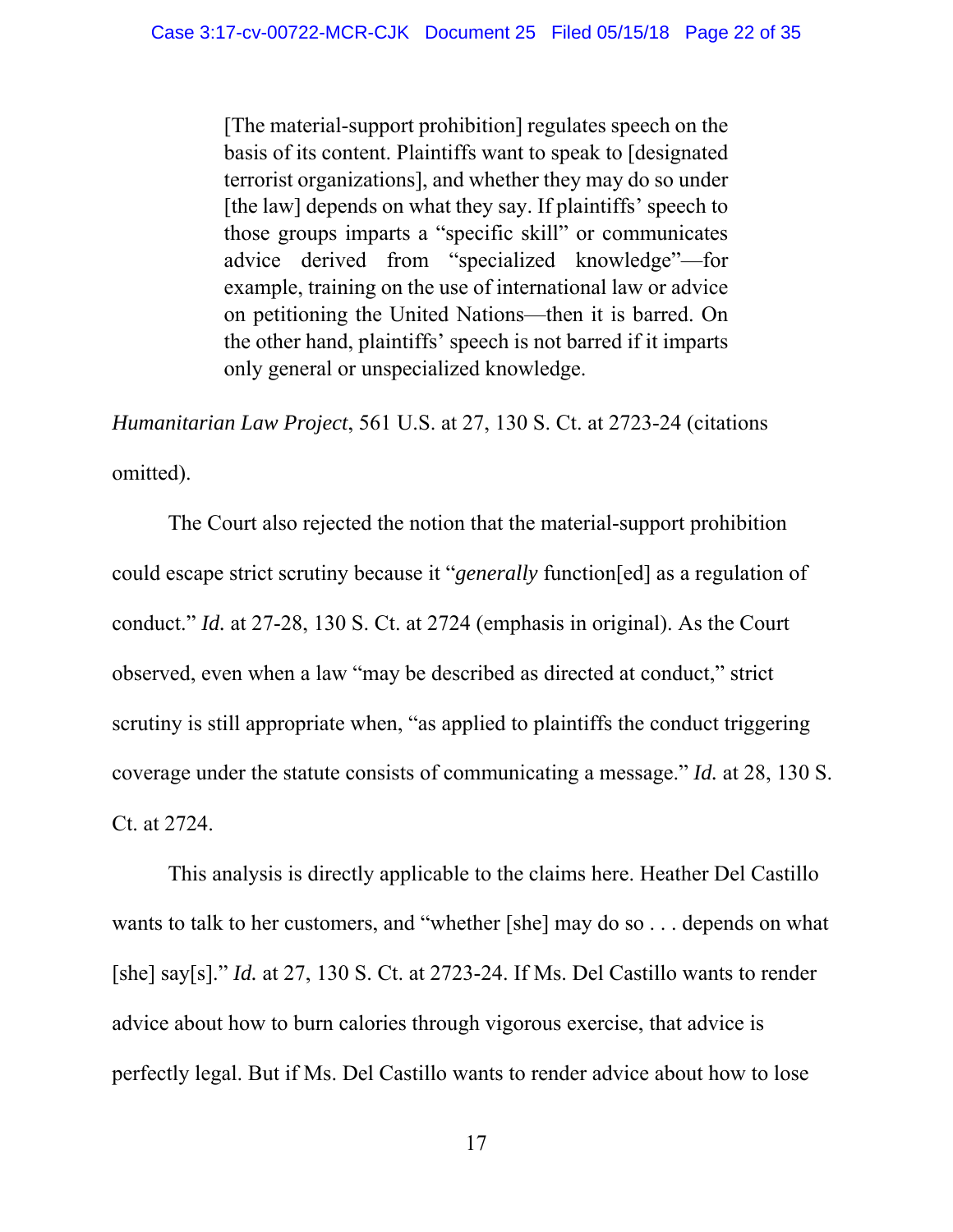> [The material-support prohibition] regulates speech on the basis of its content. Plaintiffs want to speak to [designated terrorist organizations], and whether they may do so under [the law] depends on what they say. If plaintiffs' speech to those groups imparts a "specific skill" or communicates advice derived from "specialized knowledge"—for example, training on the use of international law or advice on petitioning the United Nations—then it is barred. On the other hand, plaintiffs' speech is not barred if it imparts only general or unspecialized knowledge.

*Humanitarian Law Project*, 561 U.S. at 27, 130 S. Ct. at 2723-24 (citations omitted).

The Court also rejected the notion that the material-support prohibition could escape strict scrutiny because it "*generally* function[ed] as a regulation of conduct." *Id.* at 27-28, 130 S. Ct. at 2724 (emphasis in original). As the Court observed, even when a law "may be described as directed at conduct," strict scrutiny is still appropriate when, "as applied to plaintiffs the conduct triggering coverage under the statute consists of communicating a message." *Id.* at 28, 130 S. Ct. at 2724.

This analysis is directly applicable to the claims here. Heather Del Castillo wants to talk to her customers, and "whether [she] may do so . . . depends on what [she] say[s]." *Id.* at 27, 130 S. Ct. at 2723-24. If Ms. Del Castillo wants to render advice about how to burn calories through vigorous exercise, that advice is perfectly legal. But if Ms. Del Castillo wants to render advice about how to lose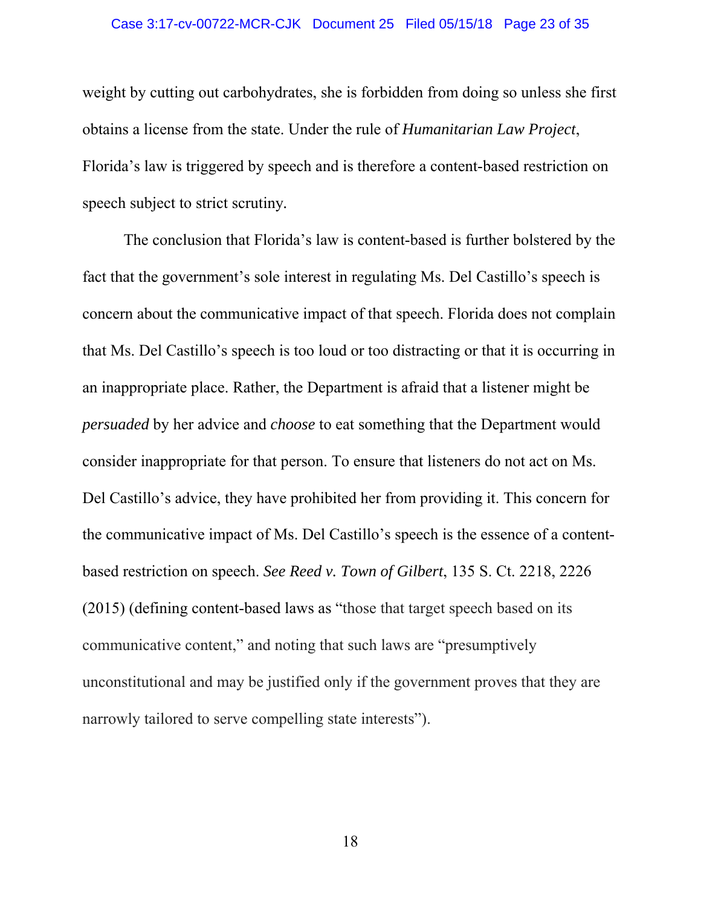weight by cutting out carbohydrates, she is forbidden from doing so unless she first obtains a license from the state. Under the rule of *Humanitarian Law Project*, Florida's law is triggered by speech and is therefore a content-based restriction on speech subject to strict scrutiny.

The conclusion that Florida's law is content-based is further bolstered by the fact that the government's sole interest in regulating Ms. Del Castillo's speech is concern about the communicative impact of that speech. Florida does not complain that Ms. Del Castillo's speech is too loud or too distracting or that it is occurring in an inappropriate place. Rather, the Department is afraid that a listener might be *persuaded* by her advice and *choose* to eat something that the Department would consider inappropriate for that person. To ensure that listeners do not act on Ms. Del Castillo's advice, they have prohibited her from providing it. This concern for the communicative impact of Ms. Del Castillo's speech is the essence of a content-based restriction on speech. *See Reed v. Town of Gilbert*, 135 S. Ct. 2218, 2226 (2015) (defining content-based laws as "those that target speech based on its communicative content," and noting that such laws are "presumptively unconstitutional and may be justified only if the government proves that they are narrowly tailored to serve compelling state interests").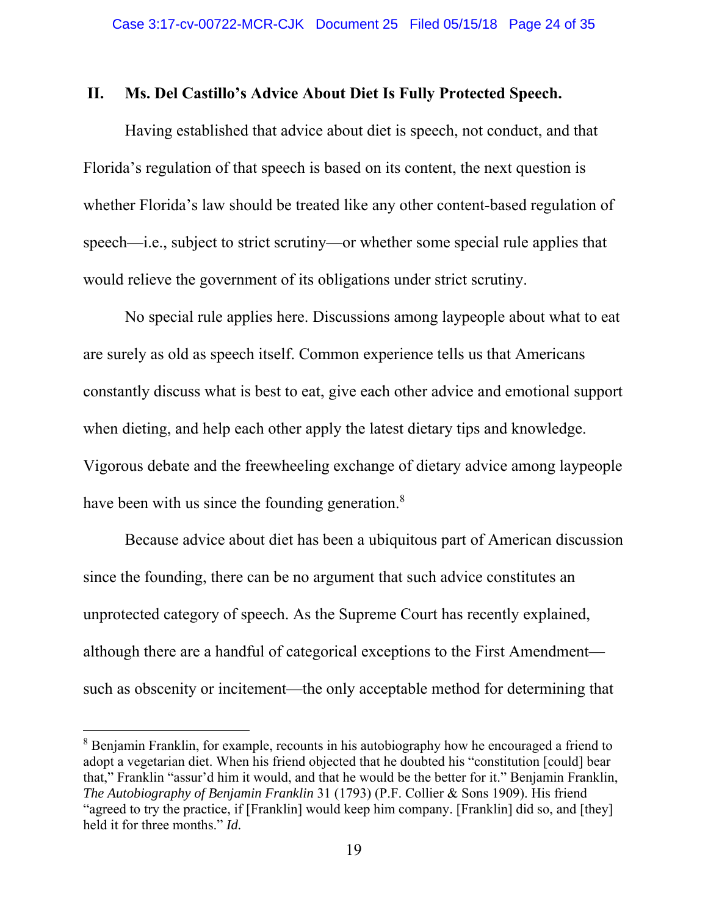## II. Ms. Del Castillo's Advice About Diet Is Fully Protected Speech.

Having established that advice about diet is speech, not conduct, and that Florida's regulation of that speech is based on its content, the next question is whether Florida's law should be treated like any other content-based regulation of speech—i.e., subject to strict scrutiny—or whether some special rule applies that would relieve the government of its obligations under strict scrutiny.

No special rule applies here. Discussions among laypeople about what to eat are surely as old as speech itself. Common experience tells us that Americans constantly discuss what is best to eat, give each other advice and emotional support when dieting, and help each other apply the latest dietary tips and knowledge. Vigorous debate and the freewheeling exchange of dietary advice among laypeople have been with us since the founding generation.[8]

Because advice about diet has been a ubiquitous part of American discussion since the founding, there can be no argument that such advice constitutes an unprotected category of speech. As the Supreme Court has recently explained, although there are a handful of categorical exceptions to the First Amendment—such as obscenity or incitement—the only acceptable method for determining that

---

[8] Benjamin Franklin, for example, recounts in his autobiography how he encouraged a friend to adopt a vegetarian diet. When his friend objected that he doubted his "constitution [could] bear that," Franklin "assur'd him it would, and that he would be the better for it." Benjamin Franklin, *The Autobiography of Benjamin Franklin* 31 (1793) (P.F. Collier & Sons 1909). His friend "agreed to try the practice, if [Franklin] would keep him company. [Franklin] did so, and [they] held it for three months." *Id.*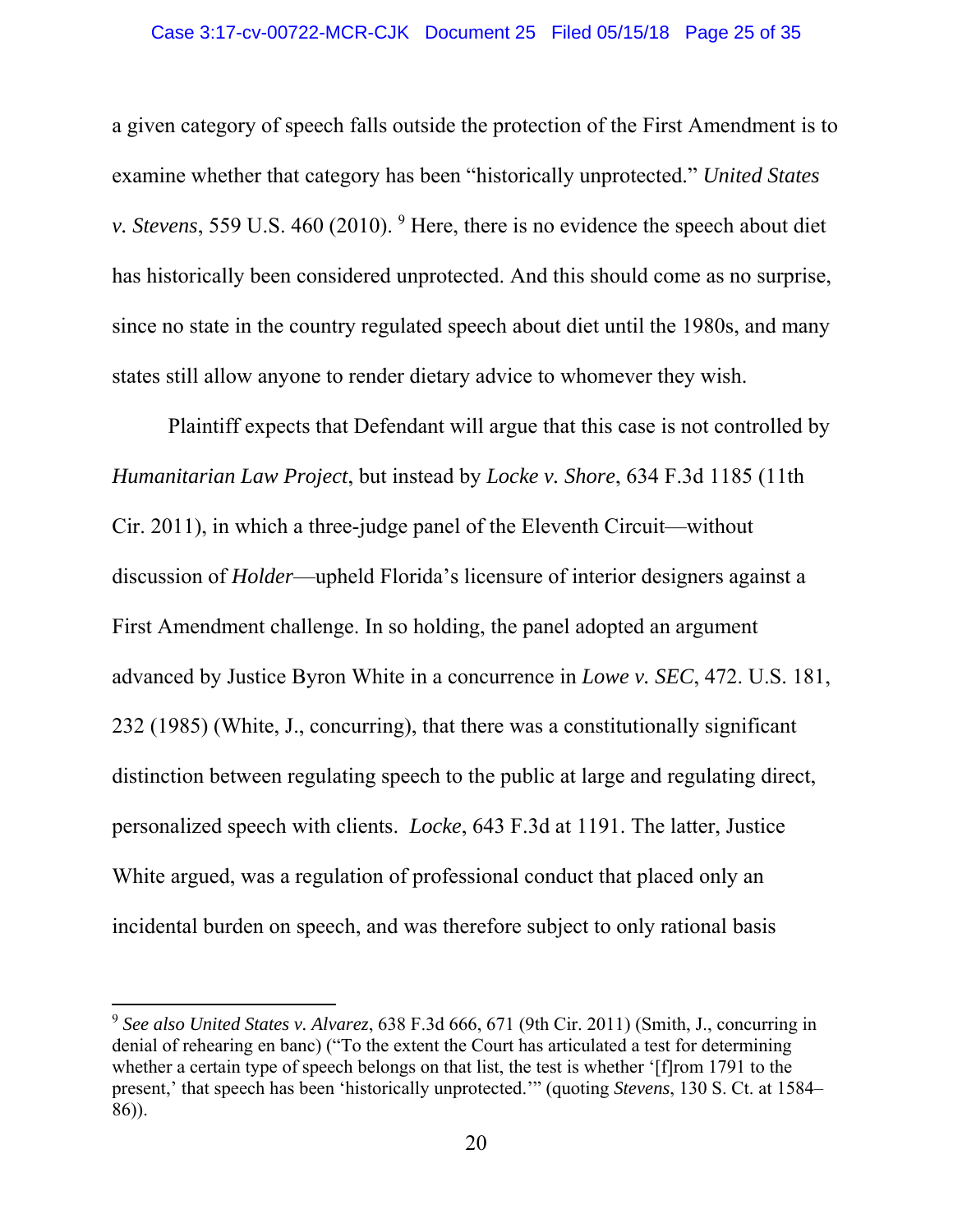a given category of speech falls outside the protection of the First Amendment is to examine whether that category has been "historically unprotected." *United States v. Stevens*, 559 U.S. 460 (2010). [9] Here, there is no evidence the speech about diet has historically been considered unprotected. And this should come as no surprise, since no state in the country regulated speech about diet until the 1980s, and many states still allow anyone to render dietary advice to whomever they wish.

Plaintiff expects that Defendant will argue that this case is not controlled by *Humanitarian Law Project*, but instead by *Locke v. Shore*, 634 F.3d 1185 (11th Cir. 2011), in which a three-judge panel of the Eleventh Circuit—without discussion of *Holder*—upheld Florida's licensure of interior designers against a First Amendment challenge. In so holding, the panel adopted an argument advanced by Justice Byron White in a concurrence in *Lowe v. SEC*, 472. U.S. 181, 232 (1985) (White, J., concurring), that there was a constitutionally significant distinction between regulating speech to the public at large and regulating direct, personalized speech with clients. *Locke*, 643 F.3d at 1191. The latter, Justice White argued, was a regulation of professional conduct that placed only an incidental burden on speech, and was therefore subject to only rational basis

---

[9] *See also United States v. Alvarez*, 638 F.3d 666, 671 (9th Cir. 2011) (Smith, J., concurring in denial of rehearing en banc) ("To the extent the Court has articulated a test for determining whether a certain type of speech belongs on that list, the test is whether '[f]rom 1791 to the present,' that speech has been 'historically unprotected.'" (quoting *Stevens*, 130 S. Ct. at 1584–86)).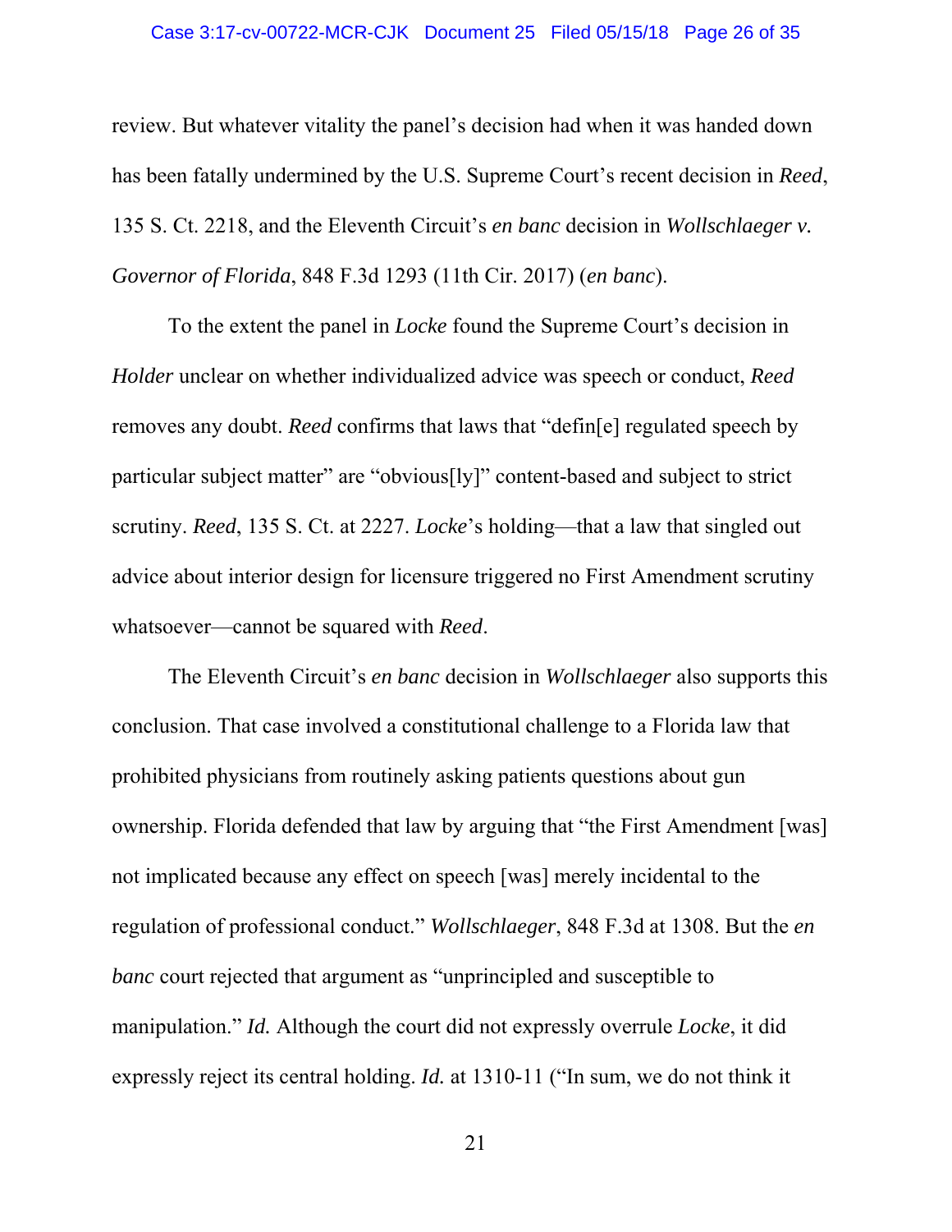review. But whatever vitality the panel's decision had when it was handed down has been fatally undermined by the U.S. Supreme Court's recent decision in *Reed*, 135 S. Ct. 2218, and the Eleventh Circuit's *en banc* decision in *Wollschlaeger v. Governor of Florida*, 848 F.3d 1293 (11th Cir. 2017) (*en banc*).

To the extent the panel in *Locke* found the Supreme Court's decision in *Holder* unclear on whether individualized advice was speech or conduct, *Reed* removes any doubt. *Reed* confirms that laws that "defin[e] regulated speech by particular subject matter" are "obvious[ly]" content-based and subject to strict scrutiny. *Reed*, 135 S. Ct. at 2227. *Locke*'s holding—that a law that singled out advice about interior design for licensure triggered no First Amendment scrutiny whatsoever—cannot be squared with *Reed*.

The Eleventh Circuit's *en banc* decision in *Wollschlaeger* also supports this conclusion. That case involved a constitutional challenge to a Florida law that prohibited physicians from routinely asking patients questions about gun ownership. Florida defended that law by arguing that "the First Amendment [was] not implicated because any effect on speech [was] merely incidental to the regulation of professional conduct." *Wollschlaeger*, 848 F.3d at 1308. But the *en banc* court rejected that argument as "unprincipled and susceptible to manipulation." *Id.* Although the court did not expressly overrule *Locke*, it did expressly reject its central holding. *Id.* at 1310-11 ("In sum, we do not think it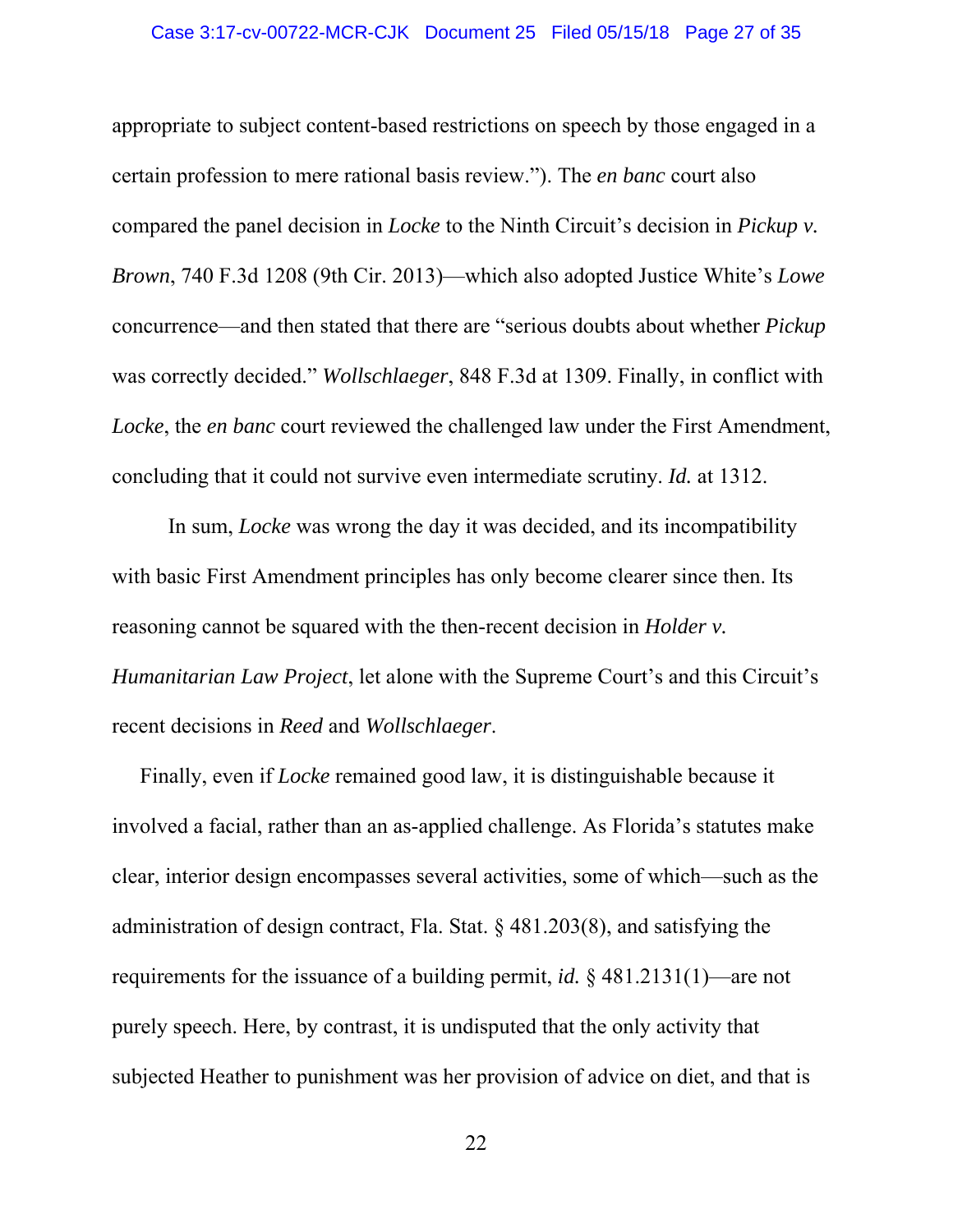appropriate to subject content-based restrictions on speech by those engaged in a certain profession to mere rational basis review."). The *en banc* court also compared the panel decision in *Locke* to the Ninth Circuit's decision in *Pickup v. Brown*, 740 F.3d 1208 (9th Cir. 2013)—which also adopted Justice White's *Lowe* concurrence—and then stated that there are "serious doubts about whether *Pickup* was correctly decided." *Wollschlaeger*, 848 F.3d at 1309. Finally, in conflict with *Locke*, the *en banc* court reviewed the challenged law under the First Amendment, concluding that it could not survive even intermediate scrutiny. *Id.* at 1312.

In sum, *Locke* was wrong the day it was decided, and its incompatibility with basic First Amendment principles has only become clearer since then. Its reasoning cannot be squared with the then-recent decision in *Holder v. Humanitarian Law Project*, let alone with the Supreme Court's and this Circuit's recent decisions in *Reed* and *Wollschlaeger*.

Finally, even if *Locke* remained good law, it is distinguishable because it involved a facial, rather than an as-applied challenge. As Florida's statutes make clear, interior design encompasses several activities, some of which—such as the administration of design contract, Fla. Stat. § 481.203(8), and satisfying the requirements for the issuance of a building permit, *id.* § 481.2131(1)—are not purely speech. Here, by contrast, it is undisputed that the only activity that subjected Heather to punishment was her provision of advice on diet, and that is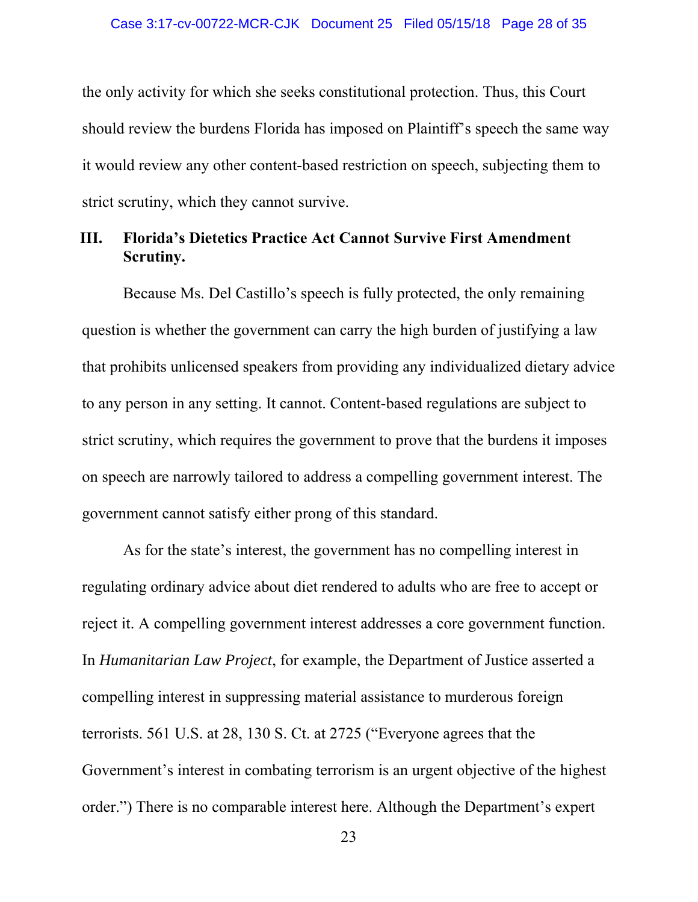the only activity for which she seeks constitutional protection. Thus, this Court should review the burdens Florida has imposed on Plaintiff's speech the same way it would review any other content-based restriction on speech, subjecting them to strict scrutiny, which they cannot survive.

## III. Florida's Dietetics Practice Act Cannot Survive First Amendment Scrutiny.

Because Ms. Del Castillo's speech is fully protected, the only remaining question is whether the government can carry the high burden of justifying a law that prohibits unlicensed speakers from providing any individualized dietary advice to any person in any setting. It cannot. Content-based regulations are subject to strict scrutiny, which requires the government to prove that the burdens it imposes on speech are narrowly tailored to address a compelling government interest. The government cannot satisfy either prong of this standard.

As for the state's interest, the government has no compelling interest in regulating ordinary advice about diet rendered to adults who are free to accept or reject it. A compelling government interest addresses a core government function. In *Humanitarian Law Project*, for example, the Department of Justice asserted a compelling interest in suppressing material assistance to murderous foreign terrorists. 561 U.S. at 28, 130 S. Ct. at 2725 ("Everyone agrees that the Government's interest in combating terrorism is an urgent objective of the highest order.") There is no comparable interest here. Although the Department's expert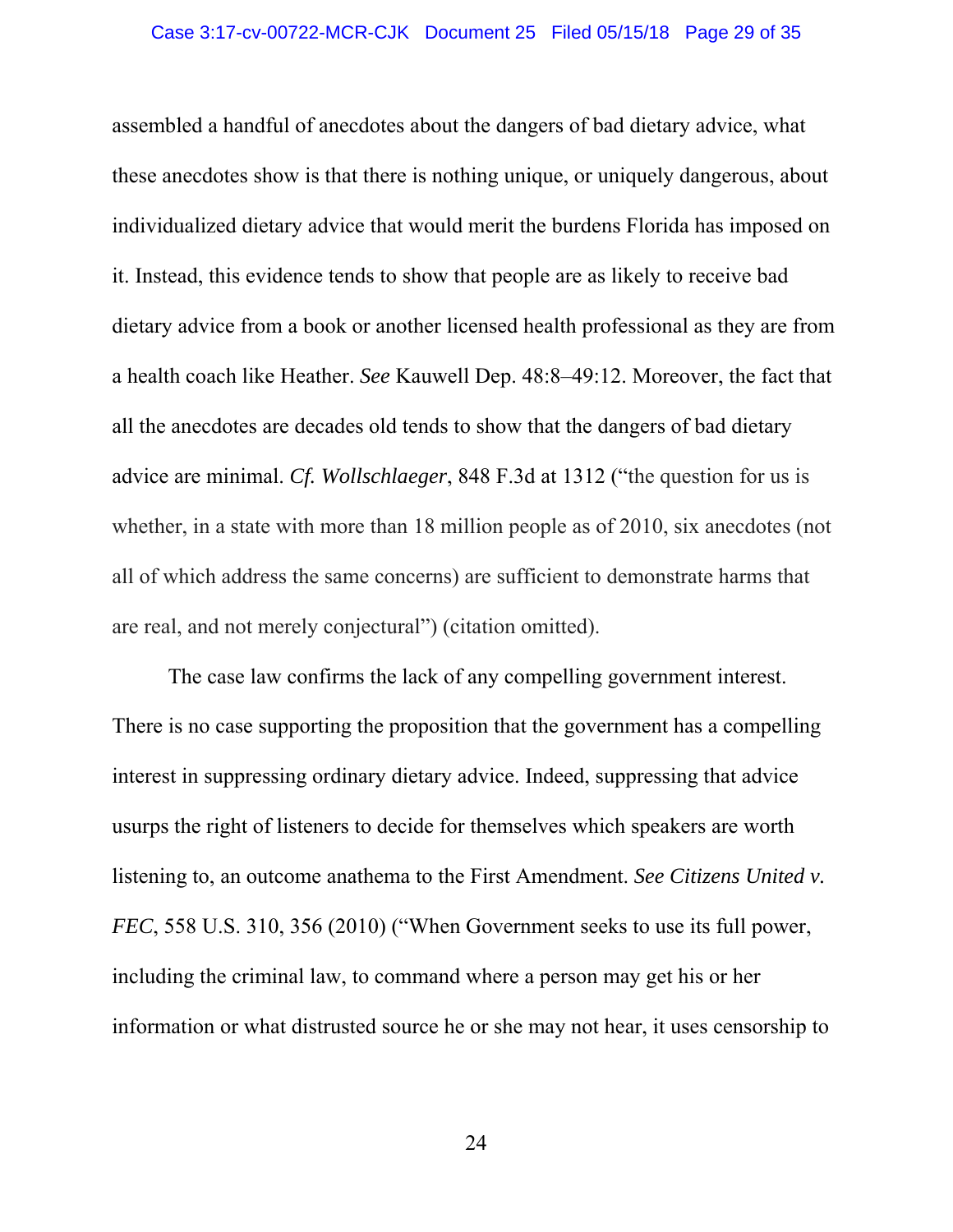assembled a handful of anecdotes about the dangers of bad dietary advice, what these anecdotes show is that there is nothing unique, or uniquely dangerous, about individualized dietary advice that would merit the burdens Florida has imposed on it. Instead, this evidence tends to show that people are as likely to receive bad dietary advice from a book or another licensed health professional as they are from a health coach like Heather. *See* Kauwell Dep. 48:8–49:12. Moreover, the fact that all the anecdotes are decades old tends to show that the dangers of bad dietary advice are minimal. *Cf. Wollschlaeger*, 848 F.3d at 1312 ("the question for us is whether, in a state with more than 18 million people as of 2010, six anecdotes (not all of which address the same concerns) are sufficient to demonstrate harms that are real, and not merely conjectural") (citation omitted).

The case law confirms the lack of any compelling government interest. There is no case supporting the proposition that the government has a compelling interest in suppressing ordinary dietary advice. Indeed, suppressing that advice usurps the right of listeners to decide for themselves which speakers are worth listening to, an outcome anathema to the First Amendment. *See Citizens United v. FEC*, 558 U.S. 310, 356 (2010) ("When Government seeks to use its full power, including the criminal law, to command where a person may get his or her information or what distrusted source he or she may not hear, it uses censorship to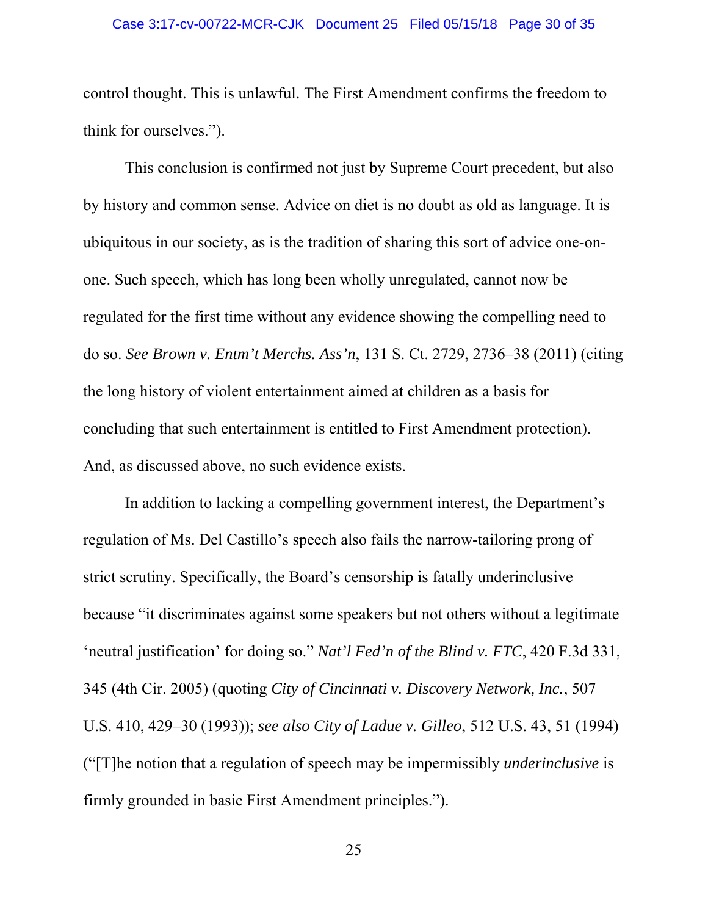control thought. This is unlawful. The First Amendment confirms the freedom to think for ourselves.").

This conclusion is confirmed not just by Supreme Court precedent, but also by history and common sense. Advice on diet is no doubt as old as language. It is ubiquitous in our society, as is the tradition of sharing this sort of advice one-on-one. Such speech, which has long been wholly unregulated, cannot now be regulated for the first time without any evidence showing the compelling need to do so. *See Brown v. Entm't Merchs. Ass'n*, 131 S. Ct. 2729, 2736–38 (2011) (citing the long history of violent entertainment aimed at children as a basis for concluding that such entertainment is entitled to First Amendment protection). And, as discussed above, no such evidence exists.

In addition to lacking a compelling government interest, the Department's regulation of Ms. Del Castillo's speech also fails the narrow-tailoring prong of strict scrutiny. Specifically, the Board's censorship is fatally underinclusive because "it discriminates against some speakers but not others without a legitimate 'neutral justification' for doing so." *Nat'l Fed'n of the Blind v. FTC*, 420 F.3d 331, 345 (4th Cir. 2005) (quoting *City of Cincinnati v. Discovery Network, Inc.*, 507 U.S. 410, 429–30 (1993)); *see also City of Ladue v. Gilleo*, 512 U.S. 43, 51 (1994) ("[T]he notion that a regulation of speech may be impermissibly *underinclusive* is firmly grounded in basic First Amendment principles.").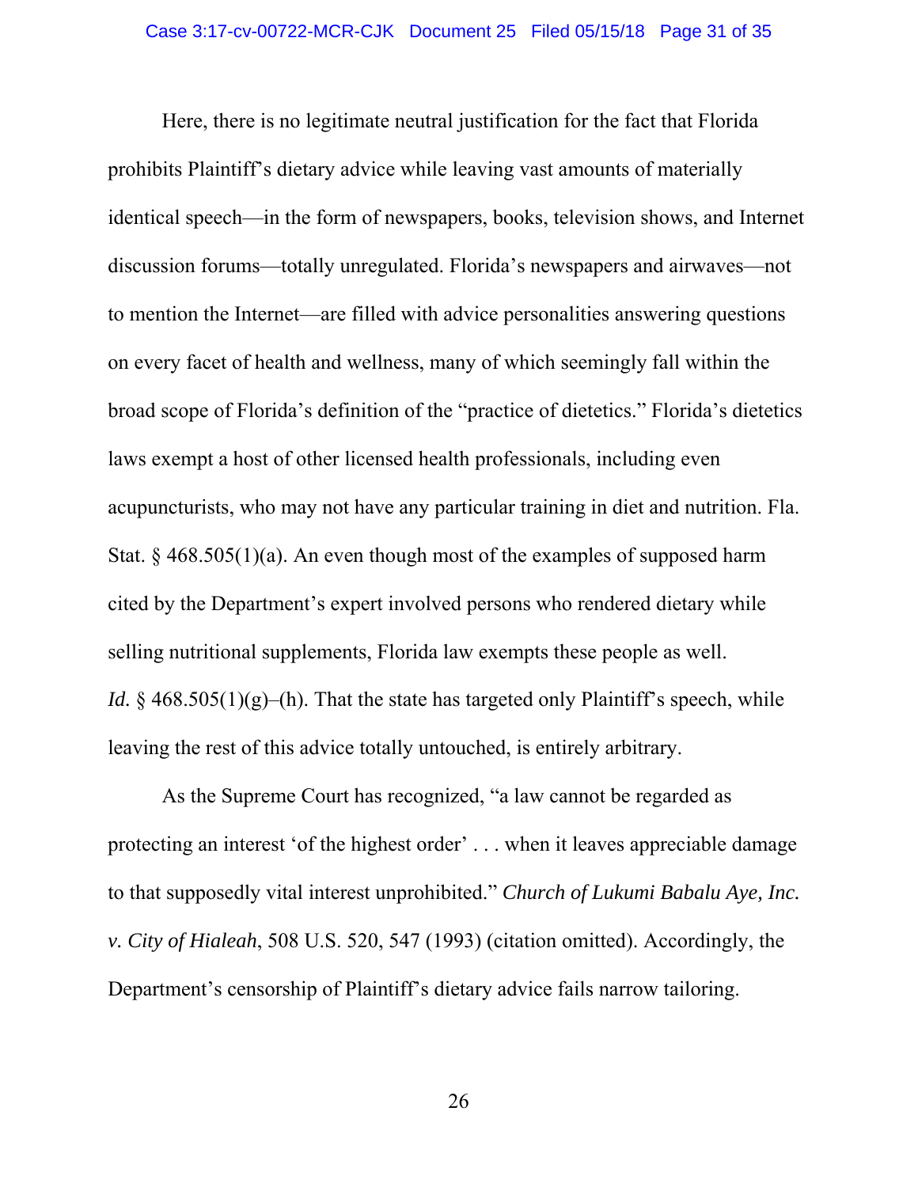Here, there is no legitimate neutral justification for the fact that Florida prohibits Plaintiff's dietary advice while leaving vast amounts of materially identical speech—in the form of newspapers, books, television shows, and Internet discussion forums—totally unregulated. Florida's newspapers and airwaves—not to mention the Internet—are filled with advice personalities answering questions on every facet of health and wellness, many of which seemingly fall within the broad scope of Florida's definition of the "practice of dietetics." Florida's dietetics laws exempt a host of other licensed health professionals, including even acupuncturists, who may not have any particular training in diet and nutrition. Fla. Stat. § 468.505(1)(a). An even though most of the examples of supposed harm cited by the Department's expert involved persons who rendered dietary while selling nutritional supplements, Florida law exempts these people as well. *Id.* § 468.505(1)(g)–(h). That the state has targeted only Plaintiff's speech, while leaving the rest of this advice totally untouched, is entirely arbitrary.

As the Supreme Court has recognized, "a law cannot be regarded as protecting an interest 'of the highest order' . . . when it leaves appreciable damage to that supposedly vital interest unprohibited." *Church of Lukumi Babalu Aye, Inc. v. City of Hialeah*, 508 U.S. 520, 547 (1993) (citation omitted). Accordingly, the Department's censorship of Plaintiff's dietary advice fails narrow tailoring.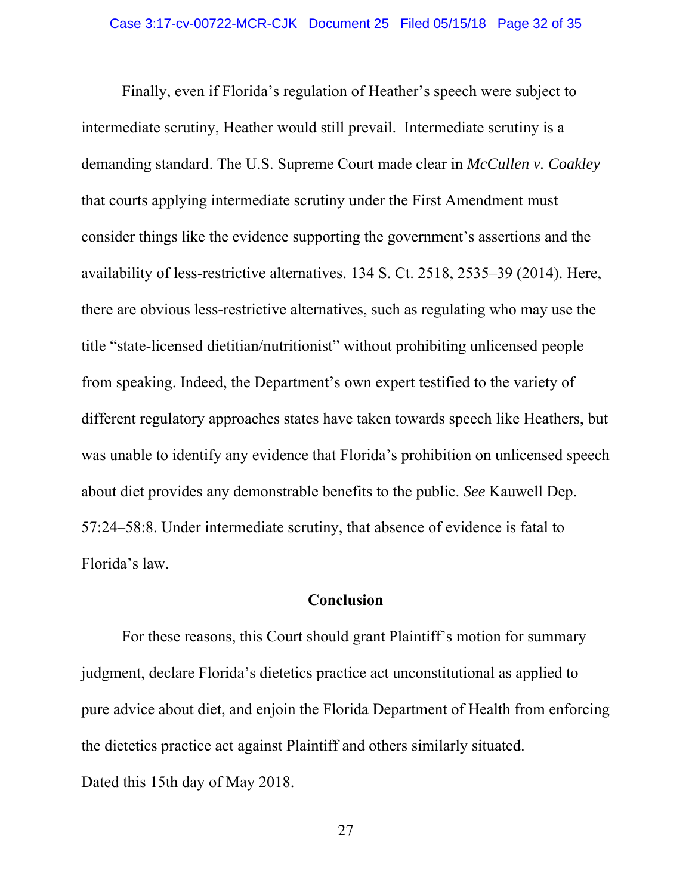Finally, even if Florida's regulation of Heather's speech were subject to intermediate scrutiny, Heather would still prevail. Intermediate scrutiny is a demanding standard. The U.S. Supreme Court made clear in *McCullen v. Coakley* that courts applying intermediate scrutiny under the First Amendment must consider things like the evidence supporting the government's assertions and the availability of less-restrictive alternatives. 134 S. Ct. 2518, 2535–39 (2014). Here, there are obvious less-restrictive alternatives, such as regulating who may use the title "state-licensed dietitian/nutritionist" without prohibiting unlicensed people from speaking. Indeed, the Department's own expert testified to the variety of different regulatory approaches states have taken towards speech like Heathers, but was unable to identify any evidence that Florida's prohibition on unlicensed speech about diet provides any demonstrable benefits to the public. *See* Kauwell Dep. 57:24–58:8. Under intermediate scrutiny, that absence of evidence is fatal to Florida's law.

## Conclusion

For these reasons, this Court should grant Plaintiff's motion for summary judgment, declare Florida's dietetics practice act unconstitutional as applied to pure advice about diet, and enjoin the Florida Department of Health from enforcing the dietetics practice act against Plaintiff and others similarly situated.

Dated this 15th day of May 2018.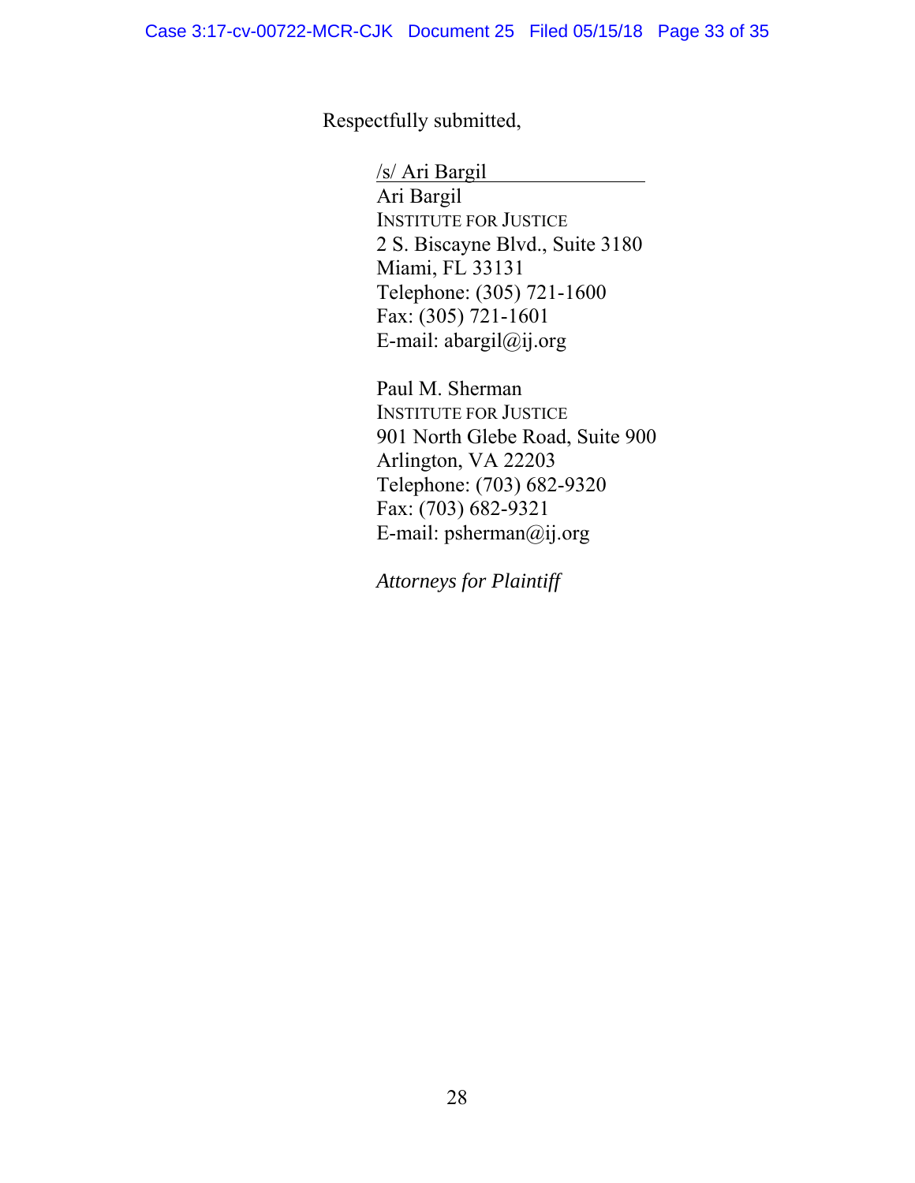Respectfully submitted,

/s/ Ari Bargil
Ari Bargil
INSTITUTE FOR JUSTICE
2 S. Biscayne Blvd., Suite 3180
Miami, FL 33131
Telephone: (305) 721-1600
Fax: (305) 721-1601
E-mail: abargil@ij.org

Paul M. Sherman
INSTITUTE FOR JUSTICE
901 North Glebe Road, Suite 900
Arlington, VA 22203
Telephone: (703) 682-9320
Fax: (703) 682-9321
E-mail: psherman@ij.org

*Attorneys for Plaintiff*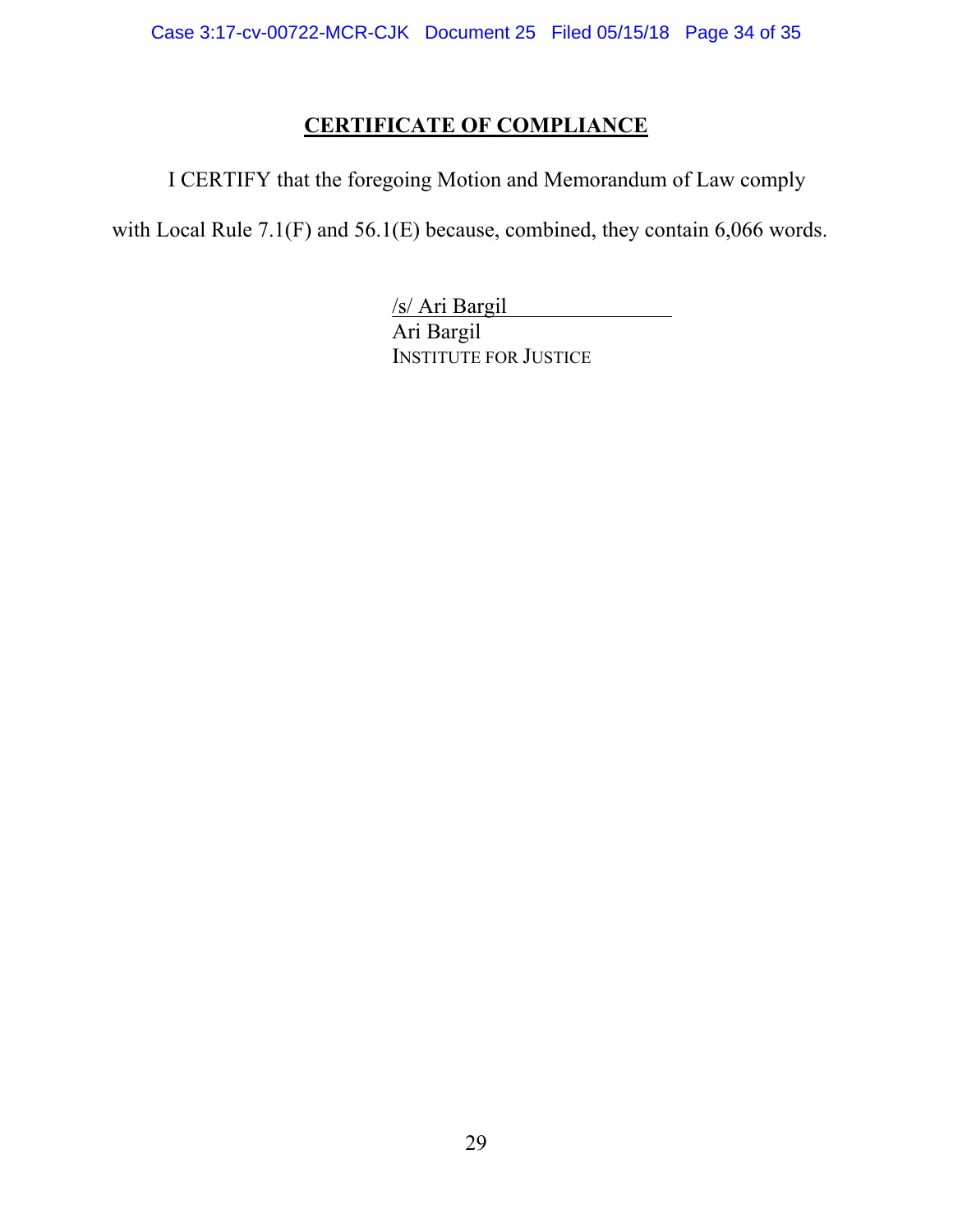## CERTIFICATE OF COMPLIANCE

I CERTIFY that the foregoing Motion and Memorandum of Law comply with Local Rule 7.1(F) and 56.1(E) because, combined, they contain 6,066 words.

/s/ Ari Bargil
Ari Bargil
INSTITUTE FOR JUSTICE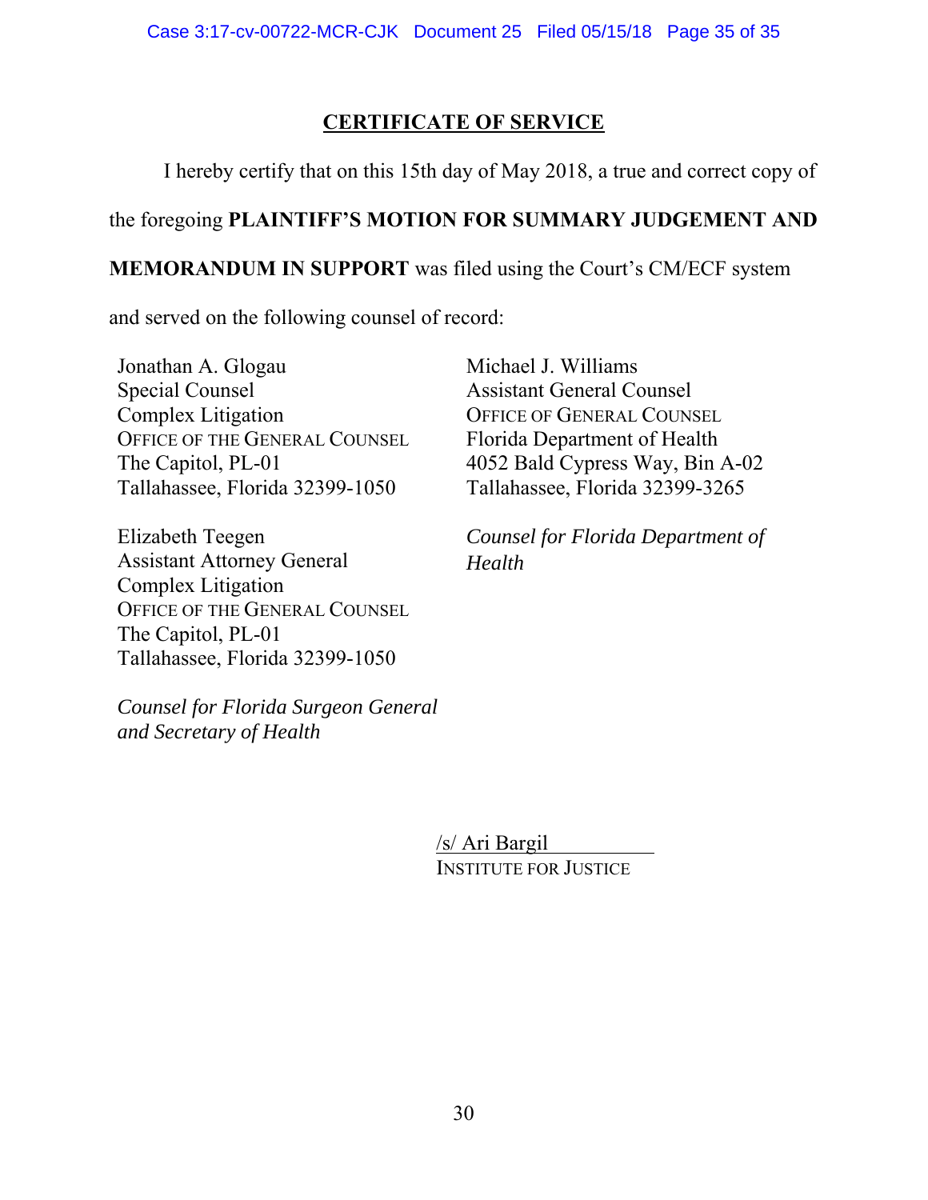## CERTIFICATE OF SERVICE

I hereby certify that on this 15th day of May 2018, a true and correct copy of the foregoing **PLAINTIFF'S MOTION FOR SUMMARY JUDGEMENT AND MEMORANDUM IN SUPPORT** was filed using the Court's CM/ECF system and served on the following counsel of record:

Jonathan A. Glogau
Special Counsel
Complex Litigation
OFFICE OF THE GENERAL COUNSEL
The Capitol, PL-01
Tallahassee, Florida 32399-1050

Elizabeth Teegen
Assistant Attorney General
Complex Litigation
OFFICE OF THE GENERAL COUNSEL
The Capitol, PL-01
Tallahassee, Florida 32399-1050

*Counsel for Florida Surgeon General and Secretary of Health*

Michael J. Williams
Assistant General Counsel
OFFICE OF GENERAL COUNSEL
Florida Department of Health
4052 Bald Cypress Way, Bin A-02
Tallahassee, Florida 32399-3265

*Counsel for Florida Department of Health*

/s/ Ari Bargil
INSTITUTE FOR JUSTICE